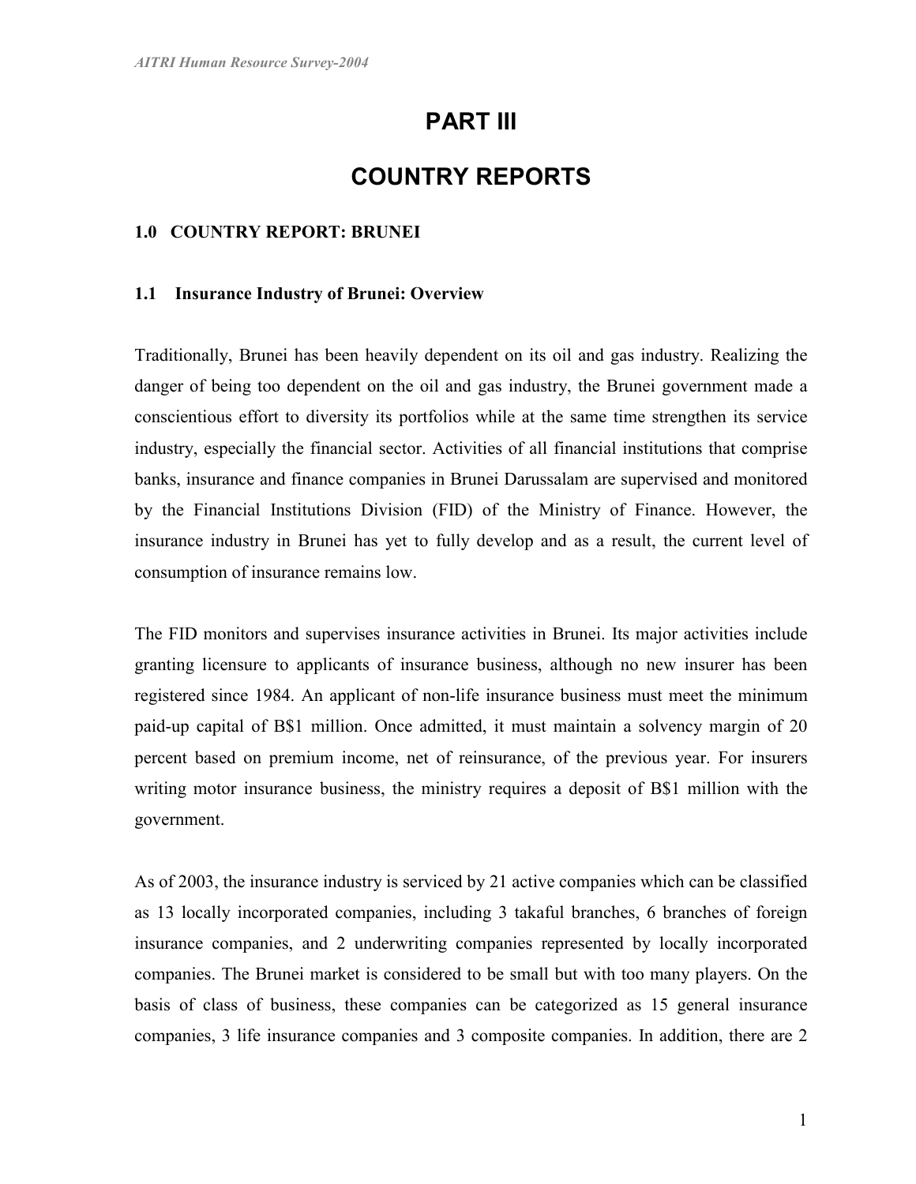# PART III

# COUNTRY REPORTS

## 1.0 COUNTRY REPORT: BRUNEI

### 1.1 Insurance Industry of Brunei: Overview

Traditionally, Brunei has been heavily dependent on its oil and gas industry. Realizing the danger of being too dependent on the oil and gas industry, the Brunei government made a conscientious effort to diversity its portfolios while at the same time strengthen its service industry, especially the financial sector. Activities of all financial institutions that comprise banks, insurance and finance companies in Brunei Darussalam are supervised and monitored by the Financial Institutions Division (FID) of the Ministry of Finance. However, the insurance industry in Brunei has yet to fully develop and as a result, the current level of consumption of insurance remains low.

The FID monitors and supervises insurance activities in Brunei. Its major activities include granting licensure to applicants of insurance business, although no new insurer has been registered since 1984. An applicant of non-life insurance business must meet the minimum paid-up capital of B$1 million. Once admitted, it must maintain a solvency margin of 20 percent based on premium income, net of reinsurance, of the previous year. For insurers writing motor insurance business, the ministry requires a deposit of B$1 million with the government.

As of 2003, the insurance industry is serviced by 21 active companies which can be classified as 13 locally incorporated companies, including 3 takaful branches, 6 branches of foreign insurance companies, and 2 underwriting companies represented by locally incorporated companies. The Brunei market is considered to be small but with too many players. On the basis of class of business, these companies can be categorized as 15 general insurance companies, 3 life insurance companies and 3 composite companies. In addition, there are 2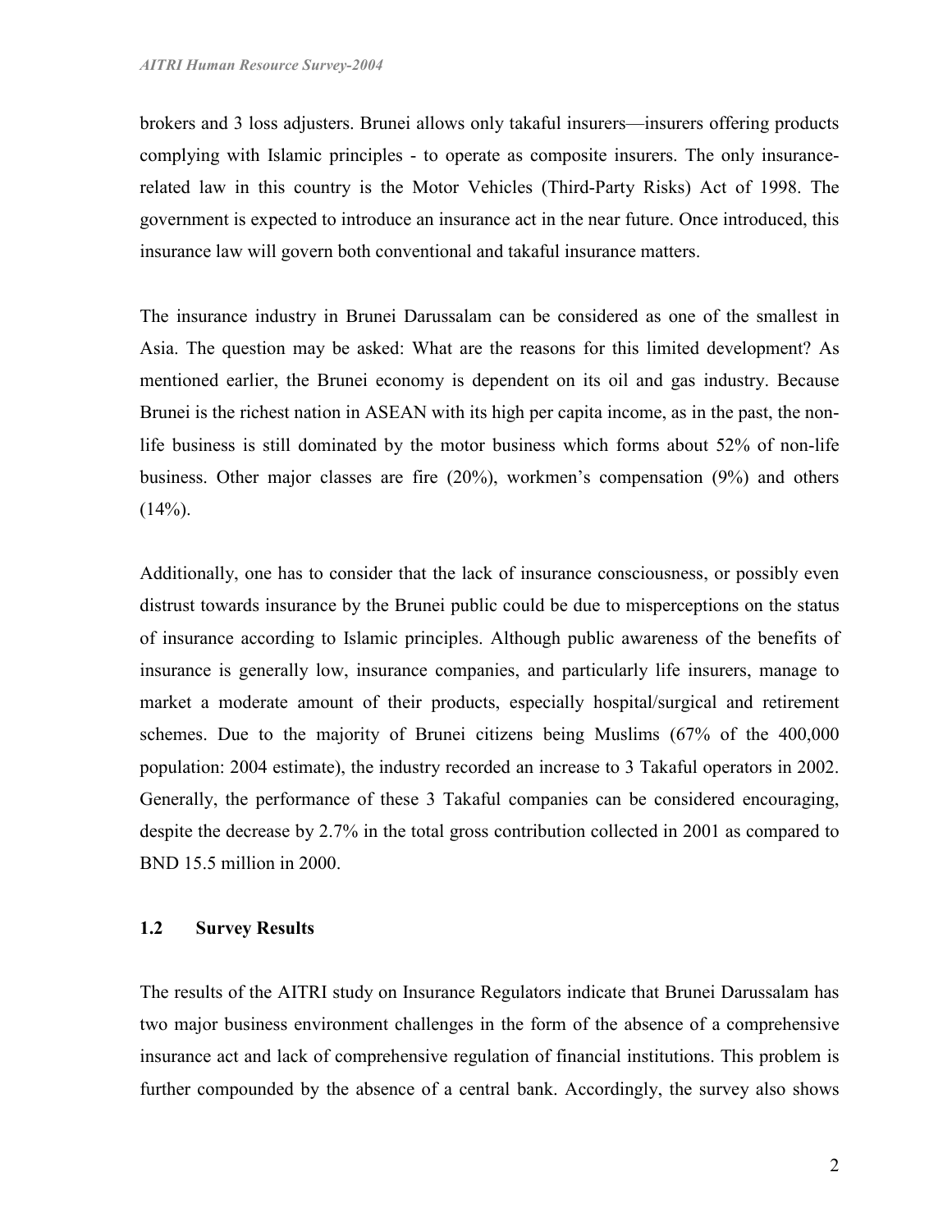brokers and 3 loss adjusters. Brunei allows only takaful insurers—insurers offering products complying with Islamic principles - to operate as composite insurers. The only insurance-related law in this country is the Motor Vehicles (Third-Party Risks) Act of 1998. The government is expected to introduce an insurance act in the near future. Once introduced, this insurance law will govern both conventional and takaful insurance matters.

The insurance industry in Brunei Darussalam can be considered as one of the smallest in Asia. The question may be asked: What are the reasons for this limited development? As mentioned earlier, the Brunei economy is dependent on its oil and gas industry. Because Brunei is the richest nation in ASEAN with its high per capita income, as in the past, the non-life business is still dominated by the motor business which forms about 52% of non-life business. Other major classes are fire (20%), workmen's compensation (9%) and others (14%).

Additionally, one has to consider that the lack of insurance consciousness, or possibly even distrust towards insurance by the Brunei public could be due to misperceptions on the status of insurance according to Islamic principles. Although public awareness of the benefits of insurance is generally low, insurance companies, and particularly life insurers, manage to market a moderate amount of their products, especially hospital/surgical and retirement schemes. Due to the majority of Brunei citizens being Muslims (67% of the 400,000 population: 2004 estimate), the industry recorded an increase to 3 Takaful operators in 2002. Generally, the performance of these 3 Takaful companies can be considered encouraging, despite the decrease by 2.7% in the total gross contribution collected in 2001 as compared to BND 15.5 million in 2000.

## 1.2 Survey Results

The results of the AITRI study on Insurance Regulators indicate that Brunei Darussalam has two major business environment challenges in the form of the absence of a comprehensive insurance act and lack of comprehensive regulation of financial institutions. This problem is further compounded by the absence of a central bank. Accordingly, the survey also shows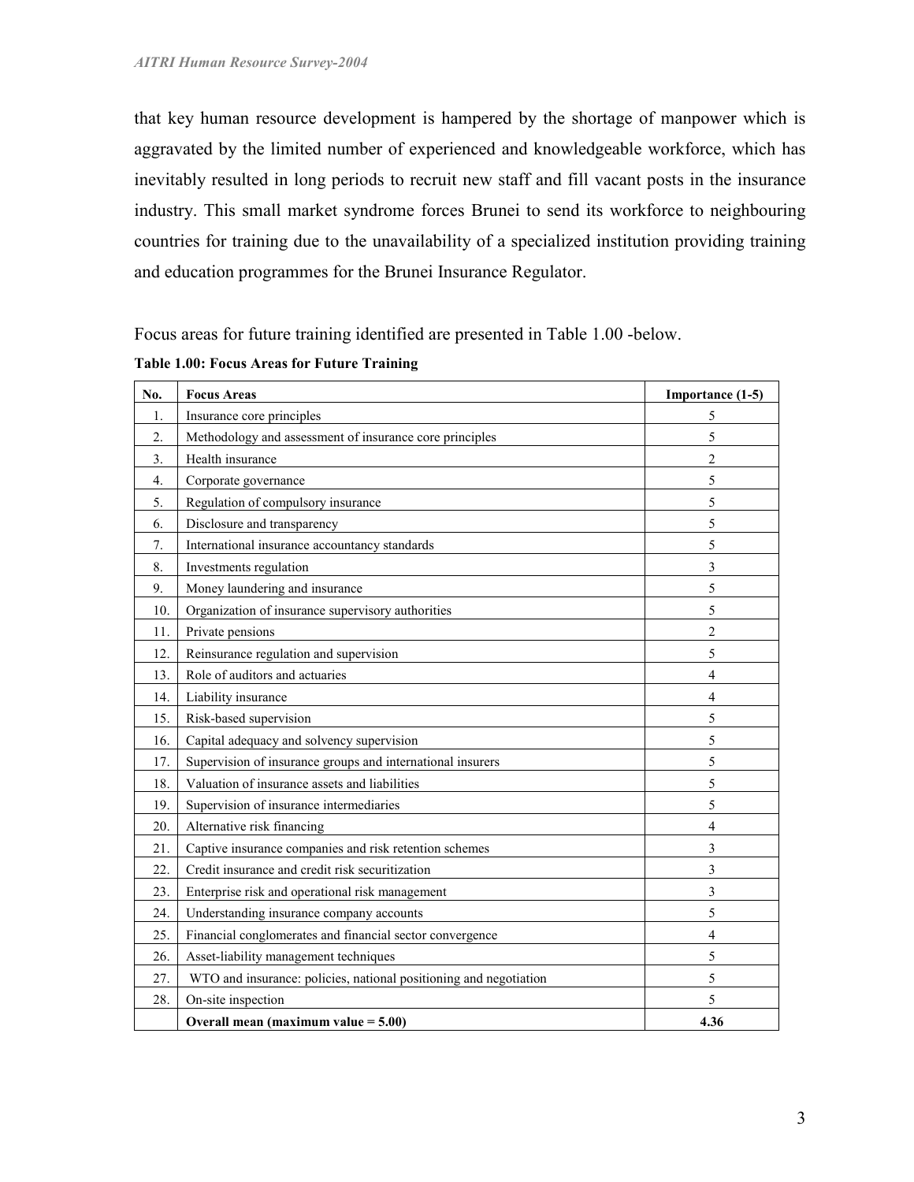that key human resource development is hampered by the shortage of manpower which is aggravated by the limited number of experienced and knowledgeable workforce, which has inevitably resulted in long periods to recruit new staff and fill vacant posts in the insurance industry. This small market syndrome forces Brunei to send its workforce to neighbouring countries for training due to the unavailability of a specialized institution providing training and education programmes for the Brunei Insurance Regulator.

Focus areas for future training identified are presented in Table 1.00 -below.

**Table 1.00: Focus Areas for Future Training**

| No. | Focus Areas | Importance (1-5) |
|---|---|---|
| 1. | Insurance core principles | 5 |
| 2. | Methodology and assessment of insurance core principles | 5 |
| 3. | Health insurance | 2 |
| 4. | Corporate governance | 5 |
| 5. | Regulation of compulsory insurance | 5 |
| 6. | Disclosure and transparency | 5 |
| 7. | International insurance accountancy standards | 5 |
| 8. | Investments regulation | 3 |
| 9. | Money laundering and insurance | 5 |
| 10. | Organization of insurance supervisory authorities | 5 |
| 11. | Private pensions | 2 |
| 12. | Reinsurance regulation and supervision | 5 |
| 13. | Role of auditors and actuaries | 4 |
| 14. | Liability insurance | 4 |
| 15. | Risk-based supervision | 5 |
| 16. | Capital adequacy and solvency supervision | 5 |
| 17. | Supervision of insurance groups and international insurers | 5 |
| 18. | Valuation of insurance assets and liabilities | 5 |
| 19. | Supervision of insurance intermediaries | 5 |
| 20. | Alternative risk financing | 4 |
| 21. | Captive insurance companies and risk retention schemes | 3 |
| 22. | Credit insurance and credit risk securitization | 3 |
| 23. | Enterprise risk and operational risk management | 3 |
| 24. | Understanding insurance company accounts | 5 |
| 25. | Financial conglomerates and financial sector convergence | 4 |
| 26. | Asset-liability management techniques | 5 |
| 27. | WTO and insurance: policies, national positioning and negotiation | 5 |
| 28. | On-site inspection | 5 |
| | **Overall mean (maximum value = 5.00)** | **4.36** |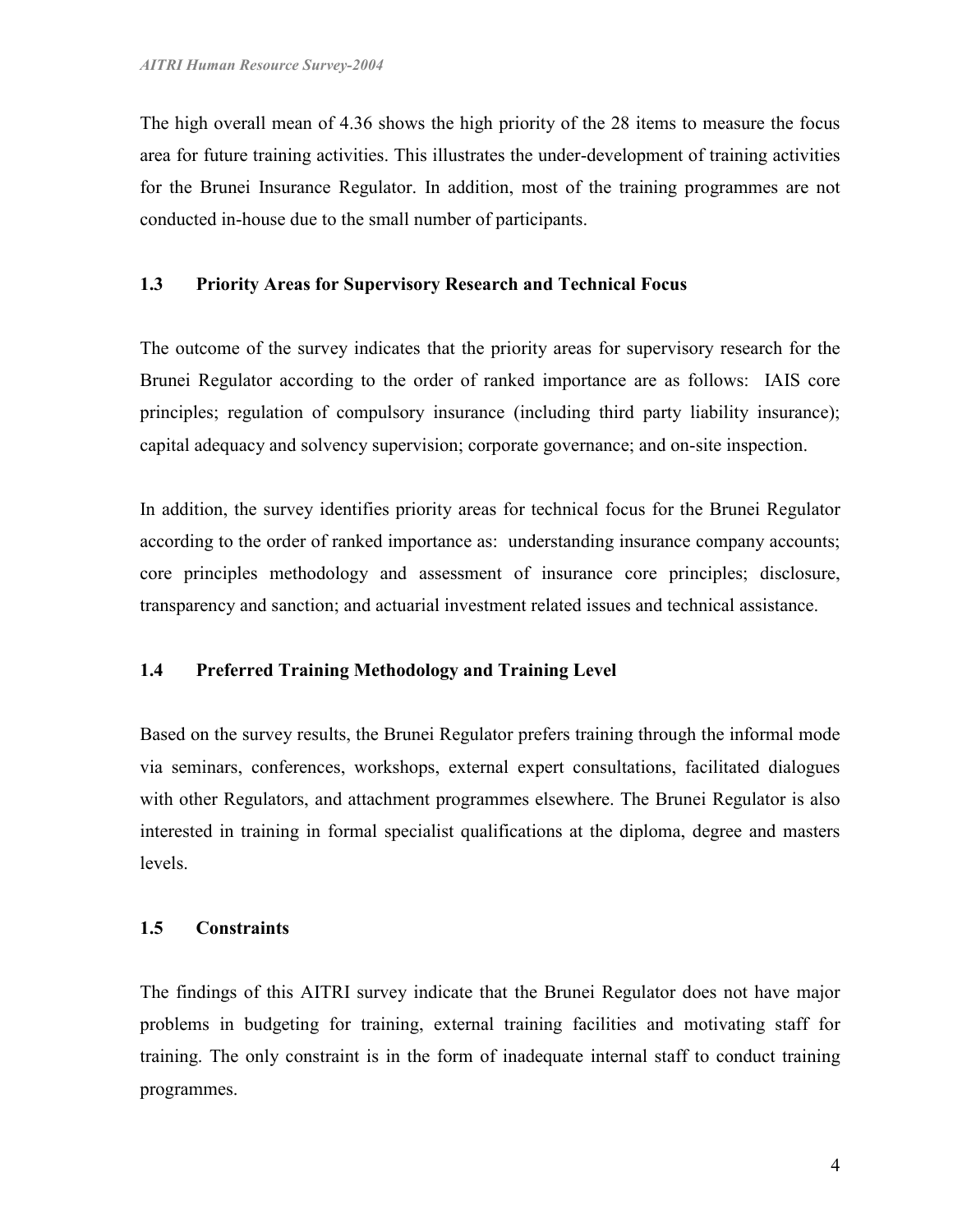The high overall mean of 4.36 shows the high priority of the 28 items to measure the focus area for future training activities. This illustrates the under-development of training activities for the Brunei Insurance Regulator. In addition, most of the training programmes are not conducted in-house due to the small number of participants.

### 1.3 Priority Areas for Supervisory Research and Technical Focus

The outcome of the survey indicates that the priority areas for supervisory research for the Brunei Regulator according to the order of ranked importance are as follows: IAIS core principles; regulation of compulsory insurance (including third party liability insurance); capital adequacy and solvency supervision; corporate governance; and on-site inspection.

In addition, the survey identifies priority areas for technical focus for the Brunei Regulator according to the order of ranked importance as: understanding insurance company accounts; core principles methodology and assessment of insurance core principles; disclosure, transparency and sanction; and actuarial investment related issues and technical assistance.

### 1.4 Preferred Training Methodology and Training Level

Based on the survey results, the Brunei Regulator prefers training through the informal mode via seminars, conferences, workshops, external expert consultations, facilitated dialogues with other Regulators, and attachment programmes elsewhere. The Brunei Regulator is also interested in training in formal specialist qualifications at the diploma, degree and masters levels.

### 1.5 Constraints

The findings of this AITRI survey indicate that the Brunei Regulator does not have major problems in budgeting for training, external training facilities and motivating staff for training. The only constraint is in the form of inadequate internal staff to conduct training programmes.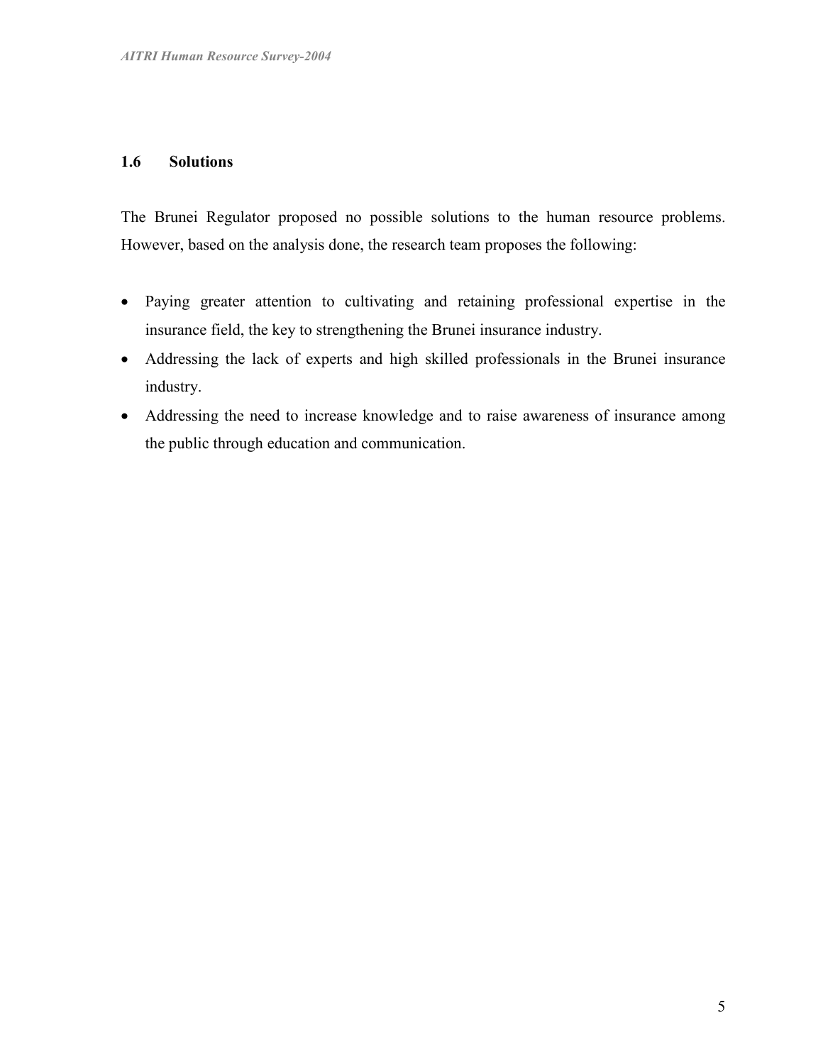### 1.6 Solutions

The Brunei Regulator proposed no possible solutions to the human resource problems. However, based on the analysis done, the research team proposes the following:

- Paying greater attention to cultivating and retaining professional expertise in the insurance field, the key to strengthening the Brunei insurance industry.
- Addressing the lack of experts and high skilled professionals in the Brunei insurance industry.
- Addressing the need to increase knowledge and to raise awareness of insurance among the public through education and communication.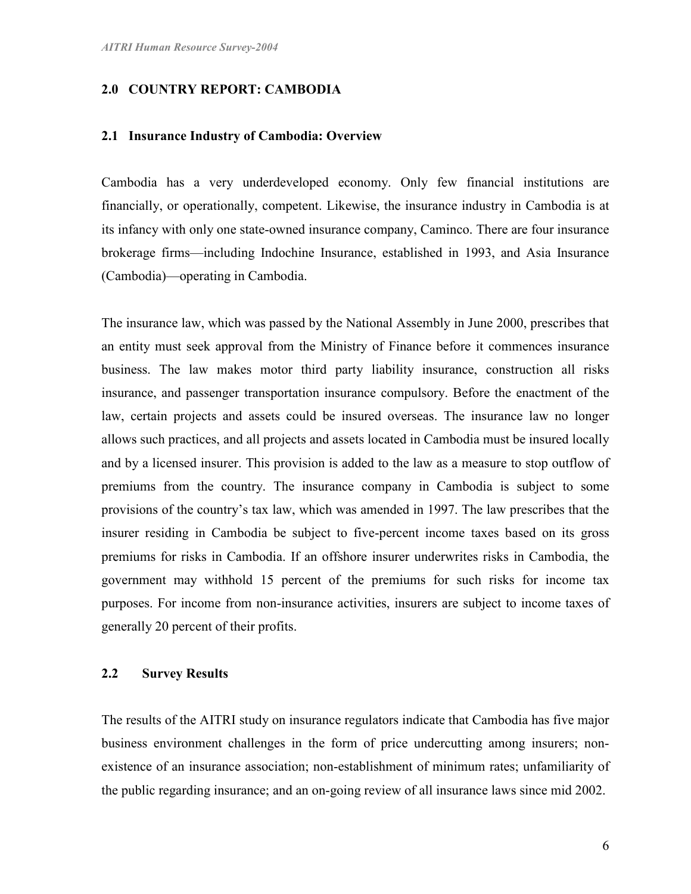## 2.0 COUNTRY REPORT: CAMBODIA

### 2.1 Insurance Industry of Cambodia: Overview

Cambodia has a very underdeveloped economy. Only few financial institutions are financially, or operationally, competent. Likewise, the insurance industry in Cambodia is at its infancy with only one state-owned insurance company, Caminco. There are four insurance brokerage firms—including Indochine Insurance, established in 1993, and Asia Insurance (Cambodia)—operating in Cambodia.

The insurance law, which was passed by the National Assembly in June 2000, prescribes that an entity must seek approval from the Ministry of Finance before it commences insurance business. The law makes motor third party liability insurance, construction all risks insurance, and passenger transportation insurance compulsory. Before the enactment of the law, certain projects and assets could be insured overseas. The insurance law no longer allows such practices, and all projects and assets located in Cambodia must be insured locally and by a licensed insurer. This provision is added to the law as a measure to stop outflow of premiums from the country. The insurance company in Cambodia is subject to some provisions of the country's tax law, which was amended in 1997. The law prescribes that the insurer residing in Cambodia be subject to five-percent income taxes based on its gross premiums for risks in Cambodia. If an offshore insurer underwrites risks in Cambodia, the government may withhold 15 percent of the premiums for such risks for income tax purposes. For income from non-insurance activities, insurers are subject to income taxes of generally 20 percent of their profits.

### 2.2 Survey Results

The results of the AITRI study on insurance regulators indicate that Cambodia has five major business environment challenges in the form of price undercutting among insurers; non-existence of an insurance association; non-establishment of minimum rates; unfamiliarity of the public regarding insurance; and an on-going review of all insurance laws since mid 2002.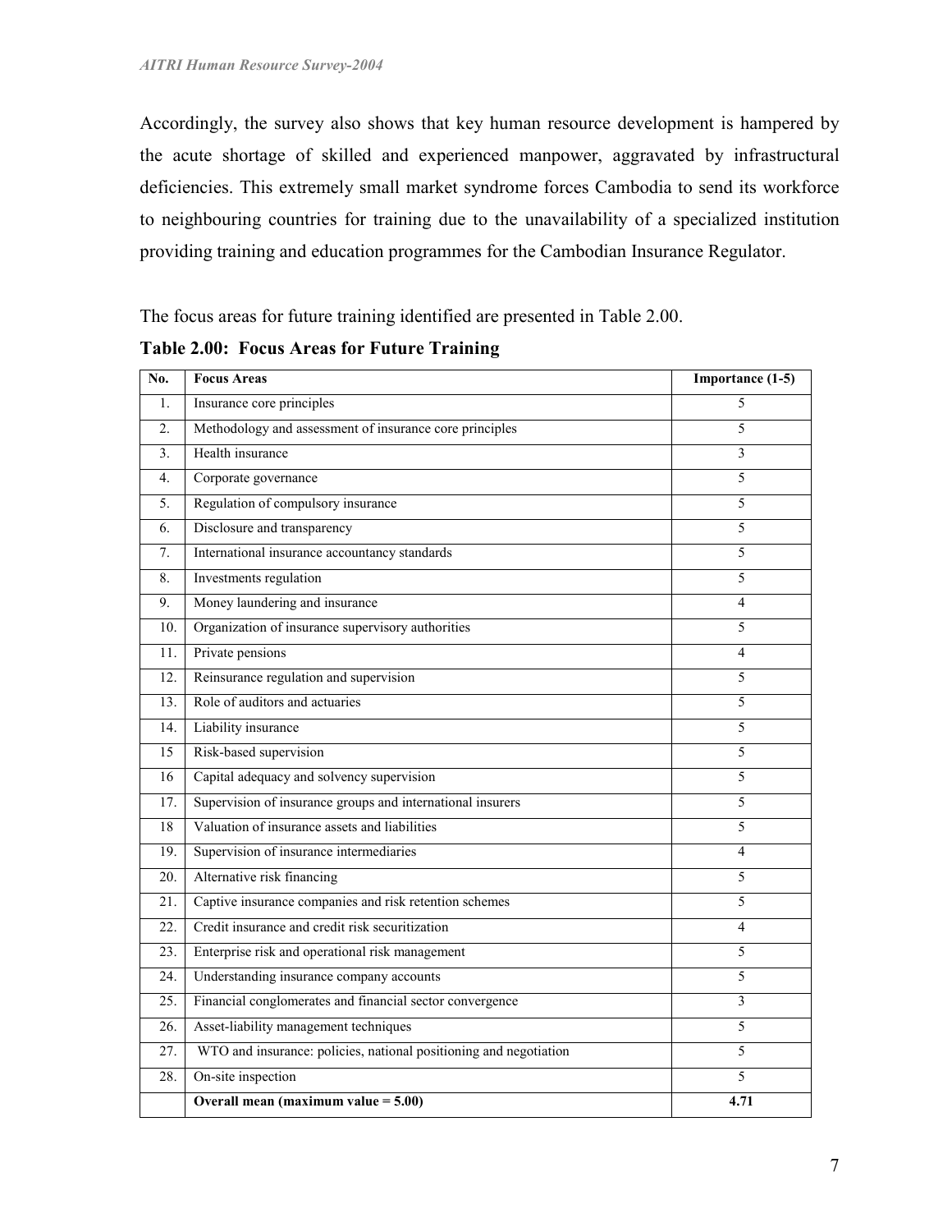Accordingly, the survey also shows that key human resource development is hampered by the acute shortage of skilled and experienced manpower, aggravated by infrastructural deficiencies. This extremely small market syndrome forces Cambodia to send its workforce to neighbouring countries for training due to the unavailability of a specialized institution providing training and education programmes for the Cambodian Insurance Regulator.

The focus areas for future training identified are presented in Table 2.00.

**Table 2.00: Focus Areas for Future Training**

| No. | Focus Areas | Importance (1-5) |
|---|---|---|
| 1. | Insurance core principles | 5 |
| 2. | Methodology and assessment of insurance core principles | 5 |
| 3. | Health insurance | 3 |
| 4. | Corporate governance | 5 |
| 5. | Regulation of compulsory insurance | 5 |
| 6. | Disclosure and transparency | 5 |
| 7. | International insurance accountancy standards | 5 |
| 8. | Investments regulation | 5 |
| 9. | Money laundering and insurance | 4 |
| 10. | Organization of insurance supervisory authorities | 5 |
| 11. | Private pensions | 4 |
| 12. | Reinsurance regulation and supervision | 5 |
| 13. | Role of auditors and actuaries | 5 |
| 14. | Liability insurance | 5 |
| 15 | Risk-based supervision | 5 |
| 16 | Capital adequacy and solvency supervision | 5 |
| 17. | Supervision of insurance groups and international insurers | 5 |
| 18 | Valuation of insurance assets and liabilities | 5 |
| 19. | Supervision of insurance intermediaries | 4 |
| 20. | Alternative risk financing | 5 |
| 21. | Captive insurance companies and risk retention schemes | 5 |
| 22. | Credit insurance and credit risk securitization | 4 |
| 23. | Enterprise risk and operational risk management | 5 |
| 24. | Understanding insurance company accounts | 5 |
| 25. | Financial conglomerates and financial sector convergence | 3 |
| 26. | Asset-liability management techniques | 5 |
| 27. | WTO and insurance: policies, national positioning and negotiation | 5 |
| 28. | On-site inspection | 5 |
| | **Overall mean (maximum value = 5.00)** | **4.71** |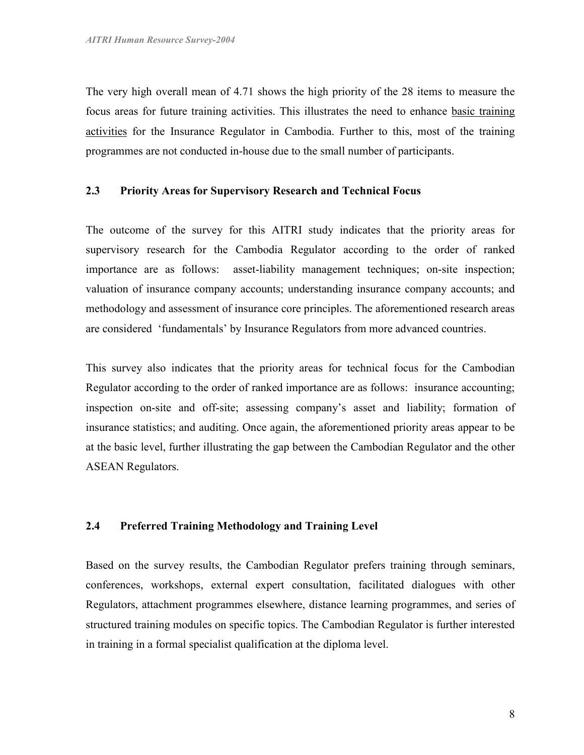The very high overall mean of 4.71 shows the high priority of the 28 items to measure the focus areas for future training activities. This illustrates the need to enhance basic training activities for the Insurance Regulator in Cambodia. Further to this, most of the training programmes are not conducted in-house due to the small number of participants.

### 2.3 Priority Areas for Supervisory Research and Technical Focus

The outcome of the survey for this AITRI study indicates that the priority areas for supervisory research for the Cambodia Regulator according to the order of ranked importance are as follows: asset-liability management techniques; on-site inspection; valuation of insurance company accounts; understanding insurance company accounts; and methodology and assessment of insurance core principles. The aforementioned research areas are considered 'fundamentals' by Insurance Regulators from more advanced countries.

This survey also indicates that the priority areas for technical focus for the Cambodian Regulator according to the order of ranked importance are as follows: insurance accounting; inspection on-site and off-site; assessing company's asset and liability; formation of insurance statistics; and auditing. Once again, the aforementioned priority areas appear to be at the basic level, further illustrating the gap between the Cambodian Regulator and the other ASEAN Regulators.

### 2.4 Preferred Training Methodology and Training Level

Based on the survey results, the Cambodian Regulator prefers training through seminars, conferences, workshops, external expert consultation, facilitated dialogues with other Regulators, attachment programmes elsewhere, distance learning programmes, and series of structured training modules on specific topics. The Cambodian Regulator is further interested in training in a formal specialist qualification at the diploma level.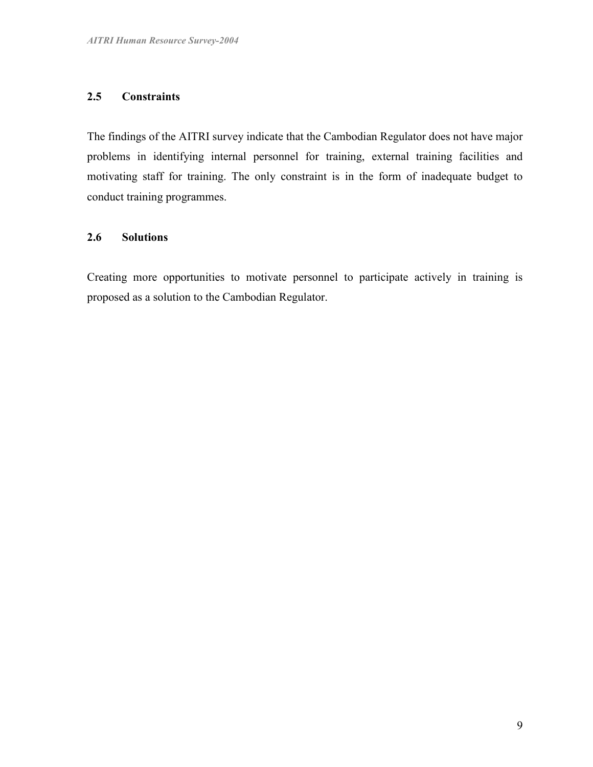## 2.5 Constraints

The findings of the AITRI survey indicate that the Cambodian Regulator does not have major problems in identifying internal personnel for training, external training facilities and motivating staff for training. The only constraint is in the form of inadequate budget to conduct training programmes.

## 2.6 Solutions

Creating more opportunities to motivate personnel to participate actively in training is proposed as a solution to the Cambodian Regulator.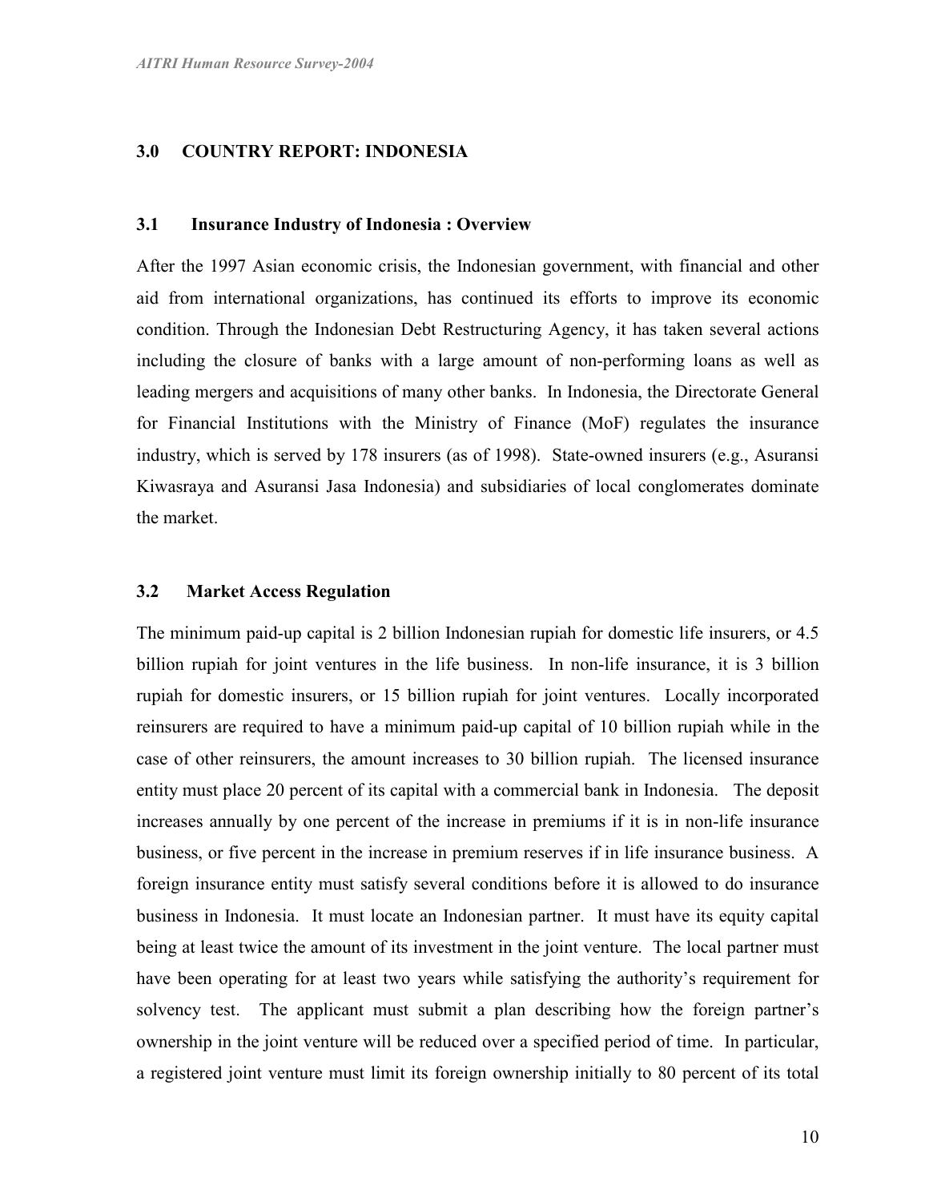## 3.0 COUNTRY REPORT: INDONESIA

### 3.1 Insurance Industry of Indonesia : Overview

After the 1997 Asian economic crisis, the Indonesian government, with financial and other aid from international organizations, has continued its efforts to improve its economic condition. Through the Indonesian Debt Restructuring Agency, it has taken several actions including the closure of banks with a large amount of non-performing loans as well as leading mergers and acquisitions of many other banks. In Indonesia, the Directorate General for Financial Institutions with the Ministry of Finance (MoF) regulates the insurance industry, which is served by 178 insurers (as of 1998). State-owned insurers (e.g., Asuransi Kiwasraya and Asuransi Jasa Indonesia) and subsidiaries of local conglomerates dominate the market.

### 3.2 Market Access Regulation

The minimum paid-up capital is 2 billion Indonesian rupiah for domestic life insurers, or 4.5 billion rupiah for joint ventures in the life business. In non-life insurance, it is 3 billion rupiah for domestic insurers, or 15 billion rupiah for joint ventures. Locally incorporated reinsurers are required to have a minimum paid-up capital of 10 billion rupiah while in the case of other reinsurers, the amount increases to 30 billion rupiah. The licensed insurance entity must place 20 percent of its capital with a commercial bank in Indonesia. The deposit increases annually by one percent of the increase in premiums if it is in non-life insurance business, or five percent in the increase in premium reserves if in life insurance business. A foreign insurance entity must satisfy several conditions before it is allowed to do insurance business in Indonesia. It must locate an Indonesian partner. It must have its equity capital being at least twice the amount of its investment in the joint venture. The local partner must have been operating for at least two years while satisfying the authority's requirement for solvency test. The applicant must submit a plan describing how the foreign partner's ownership in the joint venture will be reduced over a specified period of time. In particular, a registered joint venture must limit its foreign ownership initially to 80 percent of its total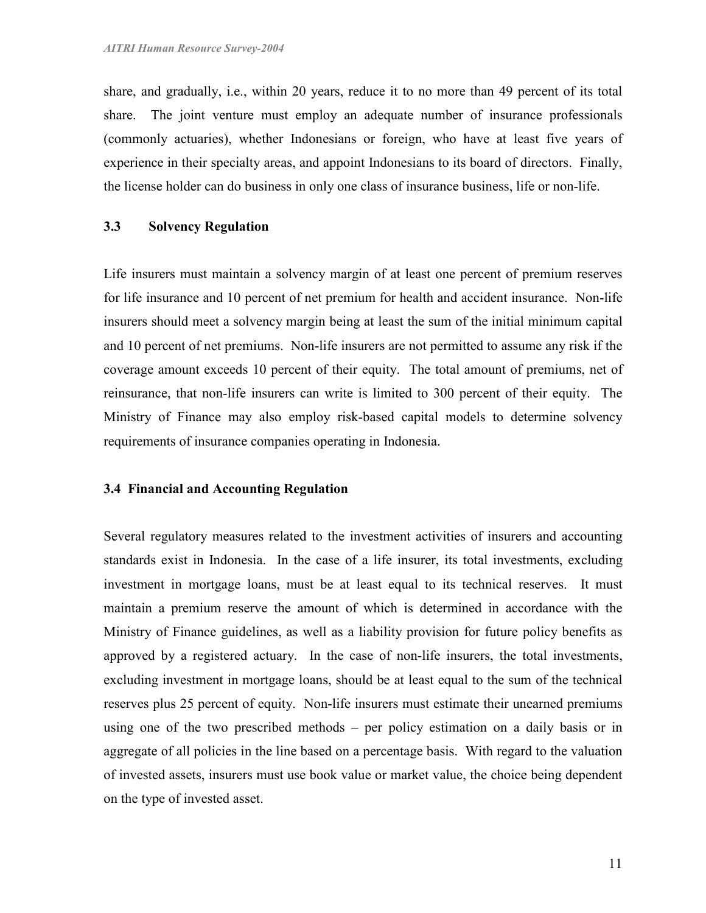share, and gradually, i.e., within 20 years, reduce it to no more than 49 percent of its total share. The joint venture must employ an adequate number of insurance professionals (commonly actuaries), whether Indonesians or foreign, who have at least five years of experience in their specialty areas, and appoint Indonesians to its board of directors. Finally, the license holder can do business in only one class of insurance business, life or non-life.

### 3.3 Solvency Regulation

Life insurers must maintain a solvency margin of at least one percent of premium reserves for life insurance and 10 percent of net premium for health and accident insurance. Non-life insurers should meet a solvency margin being at least the sum of the initial minimum capital and 10 percent of net premiums. Non-life insurers are not permitted to assume any risk if the coverage amount exceeds 10 percent of their equity. The total amount of premiums, net of reinsurance, that non-life insurers can write is limited to 300 percent of their equity. The Ministry of Finance may also employ risk-based capital models to determine solvency requirements of insurance companies operating in Indonesia.

### 3.4 Financial and Accounting Regulation

Several regulatory measures related to the investment activities of insurers and accounting standards exist in Indonesia. In the case of a life insurer, its total investments, excluding investment in mortgage loans, must be at least equal to its technical reserves. It must maintain a premium reserve the amount of which is determined in accordance with the Ministry of Finance guidelines, as well as a liability provision for future policy benefits as approved by a registered actuary. In the case of non-life insurers, the total investments, excluding investment in mortgage loans, should be at least equal to the sum of the technical reserves plus 25 percent of equity. Non-life insurers must estimate their unearned premiums using one of the two prescribed methods – per policy estimation on a daily basis or in aggregate of all policies in the line based on a percentage basis. With regard to the valuation of invested assets, insurers must use book value or market value, the choice being dependent on the type of invested asset.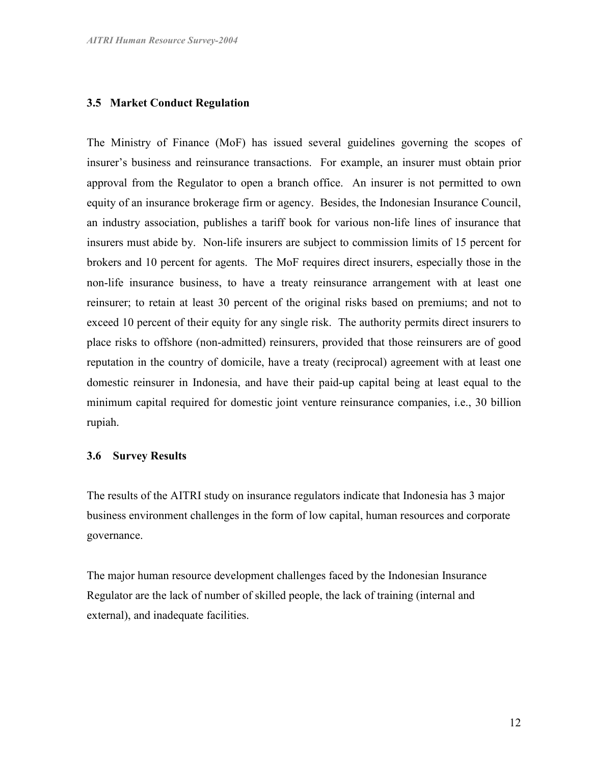### 3.5 Market Conduct Regulation

The Ministry of Finance (MoF) has issued several guidelines governing the scopes of insurer's business and reinsurance transactions. For example, an insurer must obtain prior approval from the Regulator to open a branch office. An insurer is not permitted to own equity of an insurance brokerage firm or agency. Besides, the Indonesian Insurance Council, an industry association, publishes a tariff book for various non-life lines of insurance that insurers must abide by. Non-life insurers are subject to commission limits of 15 percent for brokers and 10 percent for agents. The MoF requires direct insurers, especially those in the non-life insurance business, to have a treaty reinsurance arrangement with at least one reinsurer; to retain at least 30 percent of the original risks based on premiums; and not to exceed 10 percent of their equity for any single risk. The authority permits direct insurers to place risks to offshore (non-admitted) reinsurers, provided that those reinsurers are of good reputation in the country of domicile, have a treaty (reciprocal) agreement with at least one domestic reinsurer in Indonesia, and have their paid-up capital being at least equal to the minimum capital required for domestic joint venture reinsurance companies, i.e., 30 billion rupiah.

### 3.6 Survey Results

The results of the AITRI study on insurance regulators indicate that Indonesia has 3 major business environment challenges in the form of low capital, human resources and corporate governance.

The major human resource development challenges faced by the Indonesian Insurance Regulator are the lack of number of skilled people, the lack of training (internal and external), and inadequate facilities.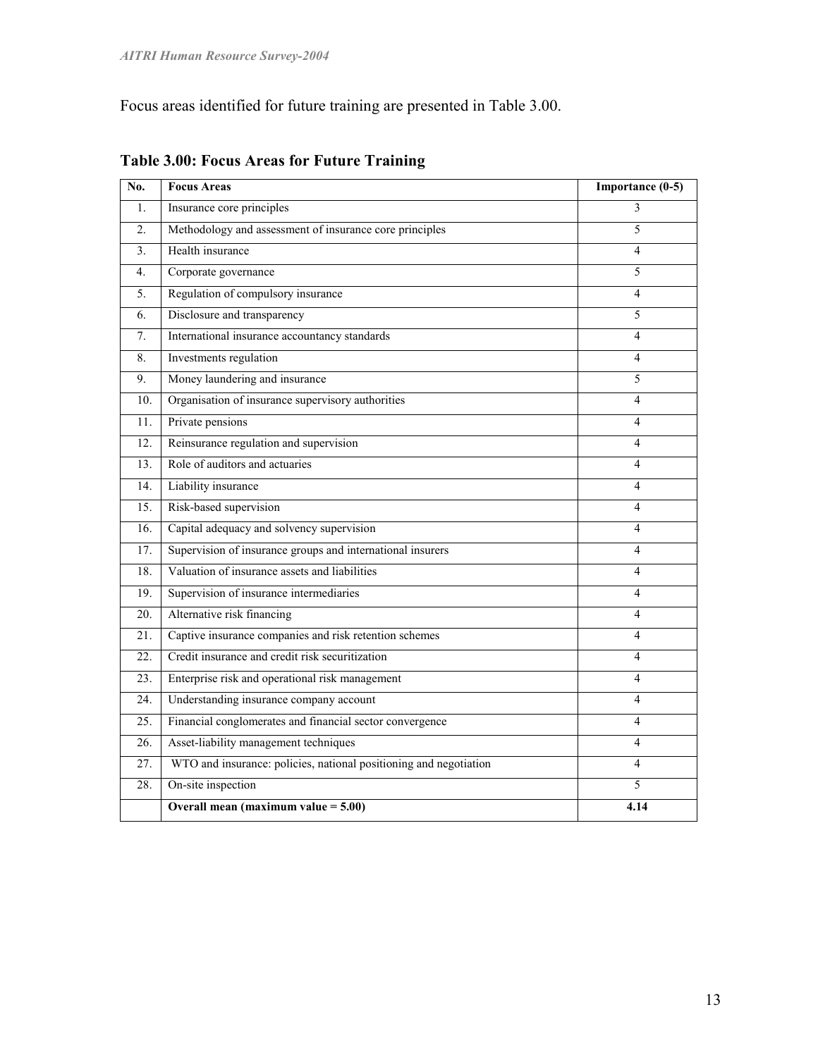Focus areas identified for future training are presented in Table 3.00.

**Table 3.00: Focus Areas for Future Training**

| No. | Focus Areas | Importance (0-5) |
|---|---|---|
| 1. | Insurance core principles | 3 |
| 2. | Methodology and assessment of insurance core principles | 5 |
| 3. | Health insurance | 4 |
| 4. | Corporate governance | 5 |
| 5. | Regulation of compulsory insurance | 4 |
| 6. | Disclosure and transparency | 5 |
| 7. | International insurance accountancy standards | 4 |
| 8. | Investments regulation | 4 |
| 9. | Money laundering and insurance | 5 |
| 10. | Organisation of insurance supervisory authorities | 4 |
| 11. | Private pensions | 4 |
| 12. | Reinsurance regulation and supervision | 4 |
| 13. | Role of auditors and actuaries | 4 |
| 14. | Liability insurance | 4 |
| 15. | Risk-based supervision | 4 |
| 16. | Capital adequacy and solvency supervision | 4 |
| 17. | Supervision of insurance groups and international insurers | 4 |
| 18. | Valuation of insurance assets and liabilities | 4 |
| 19. | Supervision of insurance intermediaries | 4 |
| 20. | Alternative risk financing | 4 |
| 21. | Captive insurance companies and risk retention schemes | 4 |
| 22. | Credit insurance and credit risk securitization | 4 |
| 23. | Enterprise risk and operational risk management | 4 |
| 24. | Understanding insurance company account | 4 |
| 25. | Financial conglomerates and financial sector convergence | 4 |
| 26. | Asset-liability management techniques | 4 |
| 27. | WTO and insurance: policies, national positioning and negotiation | 4 |
| 28. | On-site inspection | 5 |
| | **Overall mean (maximum value = 5.00)** | **4.14** |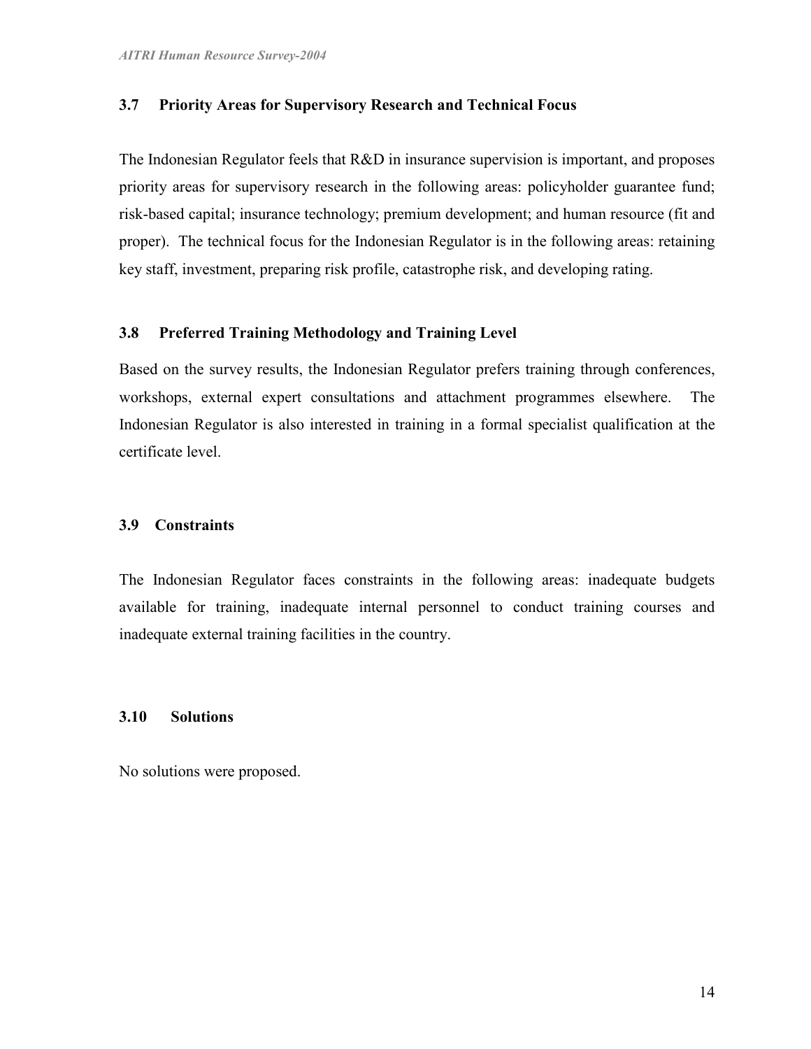### 3.7 Priority Areas for Supervisory Research and Technical Focus

The Indonesian Regulator feels that R&D in insurance supervision is important, and proposes priority areas for supervisory research in the following areas: policyholder guarantee fund; risk-based capital; insurance technology; premium development; and human resource (fit and proper). The technical focus for the Indonesian Regulator is in the following areas: retaining key staff, investment, preparing risk profile, catastrophe risk, and developing rating.

### 3.8 Preferred Training Methodology and Training Level

Based on the survey results, the Indonesian Regulator prefers training through conferences, workshops, external expert consultations and attachment programmes elsewhere. The Indonesian Regulator is also interested in training in a formal specialist qualification at the certificate level.

### 3.9 Constraints

The Indonesian Regulator faces constraints in the following areas: inadequate budgets available for training, inadequate internal personnel to conduct training courses and inadequate external training facilities in the country.

### 3.10 Solutions

No solutions were proposed.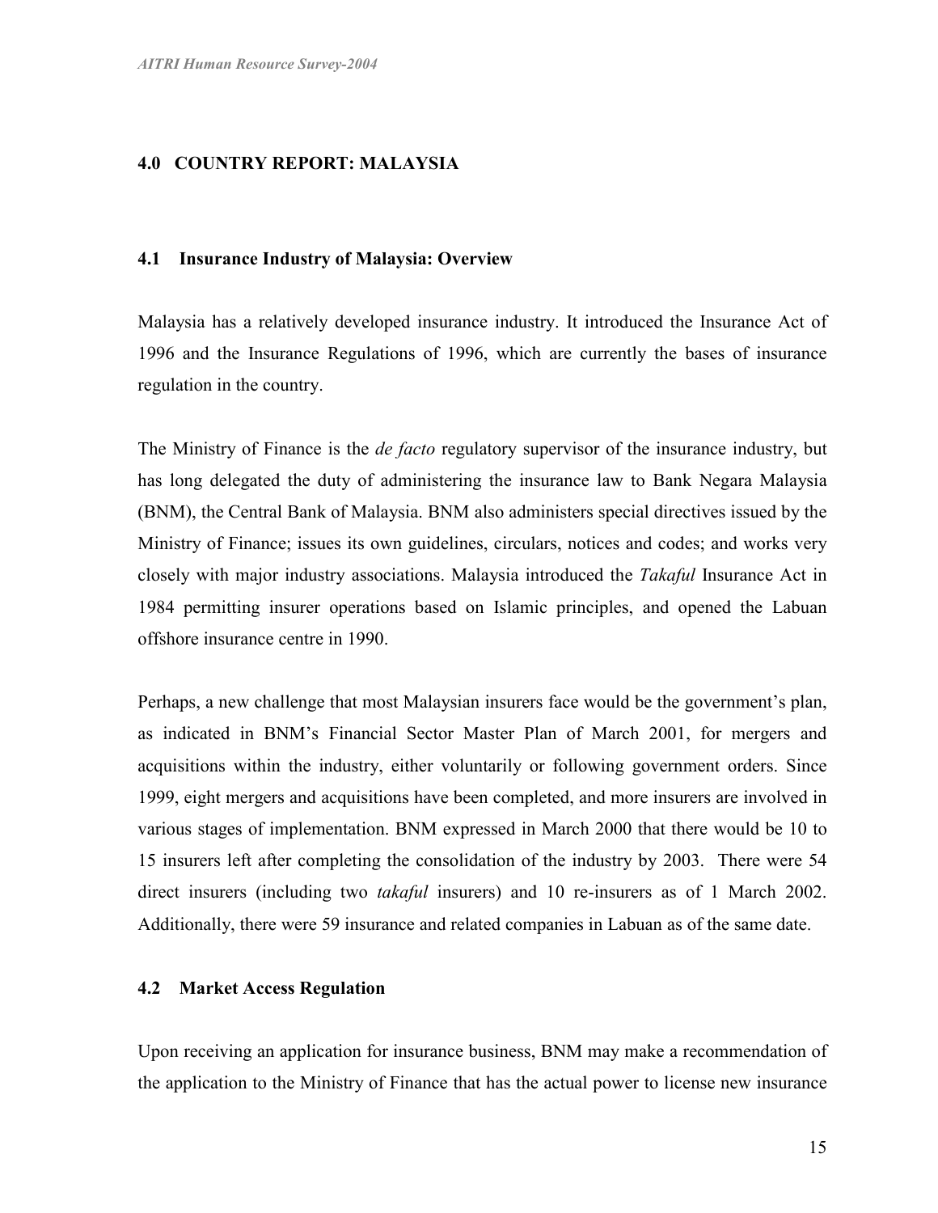## 4.0 COUNTRY REPORT: MALAYSIA

### 4.1 Insurance Industry of Malaysia: Overview

Malaysia has a relatively developed insurance industry. It introduced the Insurance Act of 1996 and the Insurance Regulations of 1996, which are currently the bases of insurance regulation in the country.

The Ministry of Finance is the *de facto* regulatory supervisor of the insurance industry, but has long delegated the duty of administering the insurance law to Bank Negara Malaysia (BNM), the Central Bank of Malaysia. BNM also administers special directives issued by the Ministry of Finance; issues its own guidelines, circulars, notices and codes; and works very closely with major industry associations. Malaysia introduced the *Takaful* Insurance Act in 1984 permitting insurer operations based on Islamic principles, and opened the Labuan offshore insurance centre in 1990.

Perhaps, a new challenge that most Malaysian insurers face would be the government's plan, as indicated in BNM's Financial Sector Master Plan of March 2001, for mergers and acquisitions within the industry, either voluntarily or following government orders. Since 1999, eight mergers and acquisitions have been completed, and more insurers are involved in various stages of implementation. BNM expressed in March 2000 that there would be 10 to 15 insurers left after completing the consolidation of the industry by 2003. There were 54 direct insurers (including two *takaful* insurers) and 10 re-insurers as of 1 March 2002. Additionally, there were 59 insurance and related companies in Labuan as of the same date.

### 4.2 Market Access Regulation

Upon receiving an application for insurance business, BNM may make a recommendation of the application to the Ministry of Finance that has the actual power to license new insurance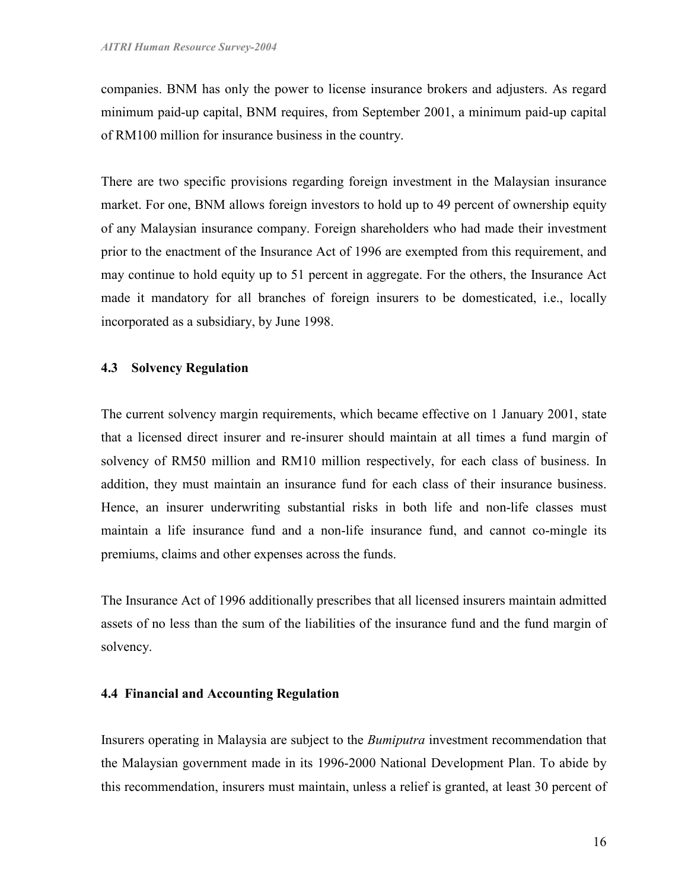companies. BNM has only the power to license insurance brokers and adjusters. As regard minimum paid-up capital, BNM requires, from September 2001, a minimum paid-up capital of RM100 million for insurance business in the country.

There are two specific provisions regarding foreign investment in the Malaysian insurance market. For one, BNM allows foreign investors to hold up to 49 percent of ownership equity of any Malaysian insurance company. Foreign shareholders who had made their investment prior to the enactment of the Insurance Act of 1996 are exempted from this requirement, and may continue to hold equity up to 51 percent in aggregate. For the others, the Insurance Act made it mandatory for all branches of foreign insurers to be domesticated, i.e., locally incorporated as a subsidiary, by June 1998.

### 4.3 Solvency Regulation

The current solvency margin requirements, which became effective on 1 January 2001, state that a licensed direct insurer and re-insurer should maintain at all times a fund margin of solvency of RM50 million and RM10 million respectively, for each class of business. In addition, they must maintain an insurance fund for each class of their insurance business. Hence, an insurer underwriting substantial risks in both life and non-life classes must maintain a life insurance fund and a non-life insurance fund, and cannot co-mingle its premiums, claims and other expenses across the funds.

The Insurance Act of 1996 additionally prescribes that all licensed insurers maintain admitted assets of no less than the sum of the liabilities of the insurance fund and the fund margin of solvency.

### 4.4 Financial and Accounting Regulation

Insurers operating in Malaysia are subject to the *Bumiputra* investment recommendation that the Malaysian government made in its 1996-2000 National Development Plan. To abide by this recommendation, insurers must maintain, unless a relief is granted, at least 30 percent of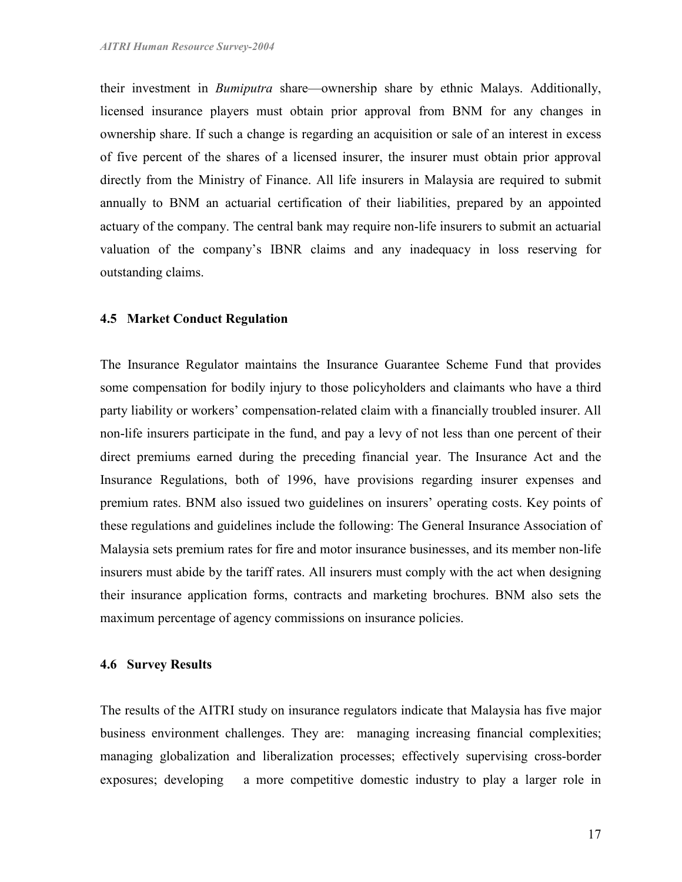their investment in *Bumiputra* share—ownership share by ethnic Malays. Additionally, licensed insurance players must obtain prior approval from BNM for any changes in ownership share. If such a change is regarding an acquisition or sale of an interest in excess of five percent of the shares of a licensed insurer, the insurer must obtain prior approval directly from the Ministry of Finance. All life insurers in Malaysia are required to submit annually to BNM an actuarial certification of their liabilities, prepared by an appointed actuary of the company. The central bank may require non-life insurers to submit an actuarial valuation of the company's IBNR claims and any inadequacy in loss reserving for outstanding claims.

### 4.5 Market Conduct Regulation

The Insurance Regulator maintains the Insurance Guarantee Scheme Fund that provides some compensation for bodily injury to those policyholders and claimants who have a third party liability or workers' compensation-related claim with a financially troubled insurer. All non-life insurers participate in the fund, and pay a levy of not less than one percent of their direct premiums earned during the preceding financial year. The Insurance Act and the Insurance Regulations, both of 1996, have provisions regarding insurer expenses and premium rates. BNM also issued two guidelines on insurers' operating costs. Key points of these regulations and guidelines include the following: The General Insurance Association of Malaysia sets premium rates for fire and motor insurance businesses, and its member non-life insurers must abide by the tariff rates. All insurers must comply with the act when designing their insurance application forms, contracts and marketing brochures. BNM also sets the maximum percentage of agency commissions on insurance policies.

### 4.6 Survey Results

The results of the AITRI study on insurance regulators indicate that Malaysia has five major business environment challenges. They are: managing increasing financial complexities; managing globalization and liberalization processes; effectively supervising cross-border exposures; developing a more competitive domestic industry to play a larger role in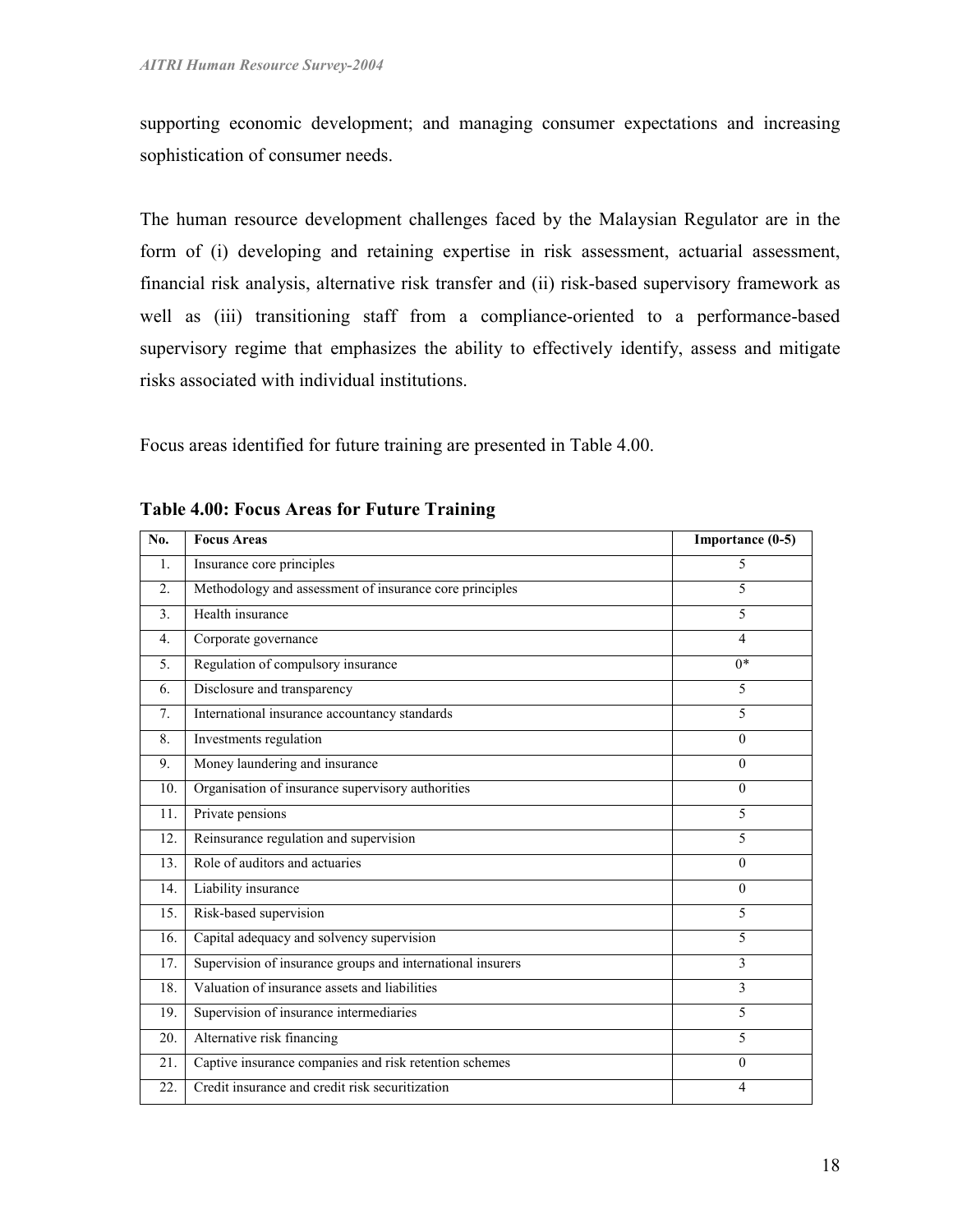supporting economic development; and managing consumer expectations and increasing sophistication of consumer needs.

The human resource development challenges faced by the Malaysian Regulator are in the form of (i) developing and retaining expertise in risk assessment, actuarial assessment, financial risk analysis, alternative risk transfer and (ii) risk-based supervisory framework as well as (iii) transitioning staff from a compliance-oriented to a performance-based supervisory regime that emphasizes the ability to effectively identify, assess and mitigate risks associated with individual institutions.

Focus areas identified for future training are presented in Table 4.00.

**Table 4.00: Focus Areas for Future Training**

| No. | Focus Areas | Importance (0-5) |
|---|---|---|
| 1. | Insurance core principles | 5 |
| 2. | Methodology and assessment of insurance core principles | 5 |
| 3. | Health insurance | 5 |
| 4. | Corporate governance | 4 |
| 5. | Regulation of compulsory insurance | 0* |
| 6. | Disclosure and transparency | 5 |
| 7. | International insurance accountancy standards | 5 |
| 8. | Investments regulation | 0 |
| 9. | Money laundering and insurance | 0 |
| 10. | Organisation of insurance supervisory authorities | 0 |
| 11. | Private pensions | 5 |
| 12. | Reinsurance regulation and supervision | 5 |
| 13. | Role of auditors and actuaries | 0 |
| 14. | Liability insurance | 0 |
| 15. | Risk-based supervision | 5 |
| 16. | Capital adequacy and solvency supervision | 5 |
| 17. | Supervision of insurance groups and international insurers | 3 |
| 18. | Valuation of insurance assets and liabilities | 3 |
| 19. | Supervision of insurance intermediaries | 5 |
| 20. | Alternative risk financing | 5 |
| 21. | Captive insurance companies and risk retention schemes | 0 |
| 22. | Credit insurance and credit risk securitization | 4 |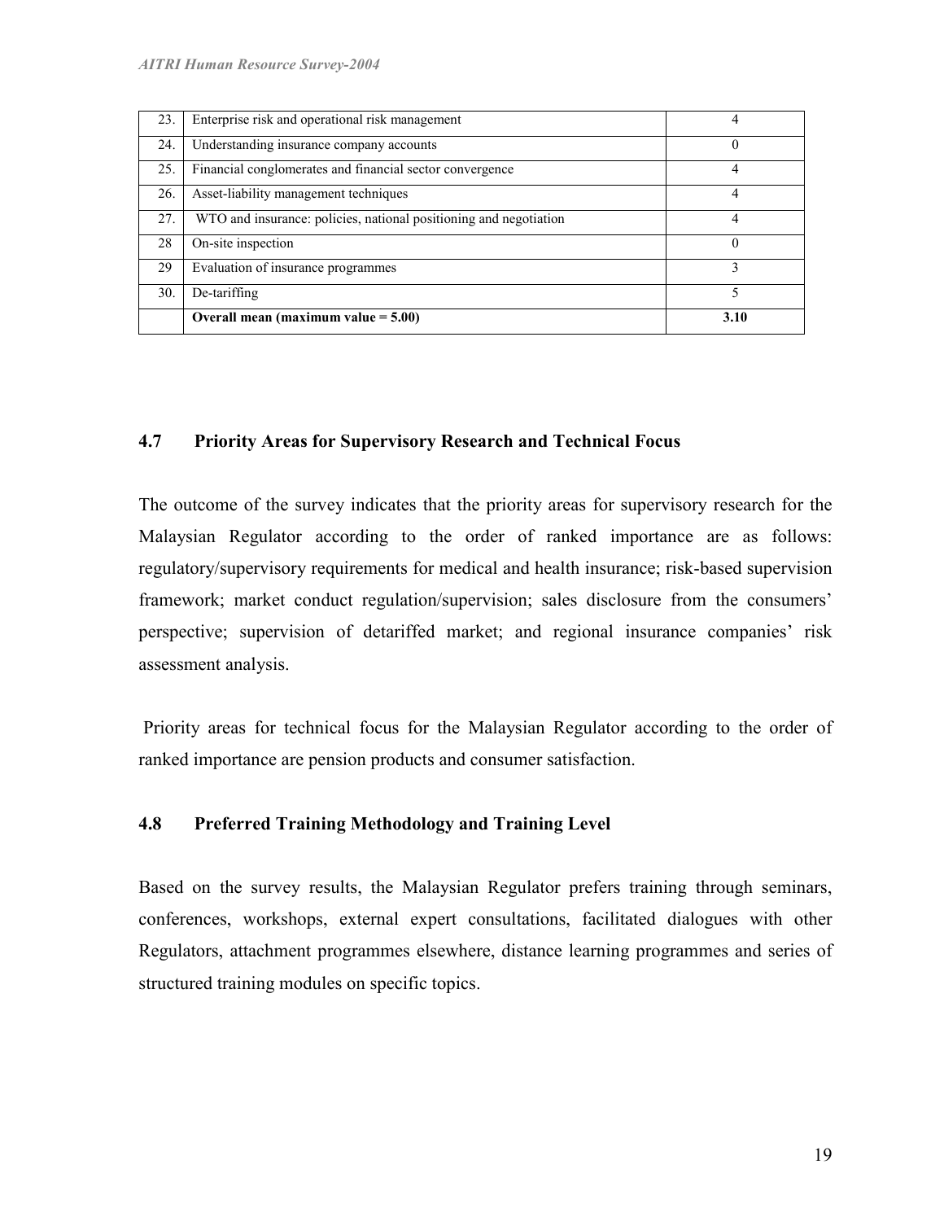| | | |
|---|---|---|
| 23. | Enterprise risk and operational risk management | 4 |
| 24. | Understanding insurance company accounts | 0 |
| 25. | Financial conglomerates and financial sector convergence | 4 |
| 26. | Asset-liability management techniques | 4 |
| 27. | WTO and insurance: policies, national positioning and negotiation | 4 |
| 28 | On-site inspection | 0 |
| 29 | Evaluation of insurance programmes | 3 |
| 30. | De-tariffing | 5 |
| | **Overall mean (maximum value = 5.00)** | **3.10** |

## 4.7 Priority Areas for Supervisory Research and Technical Focus

The outcome of the survey indicates that the priority areas for supervisory research for the Malaysian Regulator according to the order of ranked importance are as follows: regulatory/supervisory requirements for medical and health insurance; risk-based supervision framework; market conduct regulation/supervision; sales disclosure from the consumers' perspective; supervision of detariffed market; and regional insurance companies' risk assessment analysis.

Priority areas for technical focus for the Malaysian Regulator according to the order of ranked importance are pension products and consumer satisfaction.

## 4.8 Preferred Training Methodology and Training Level

Based on the survey results, the Malaysian Regulator prefers training through seminars, conferences, workshops, external expert consultations, facilitated dialogues with other Regulators, attachment programmes elsewhere, distance learning programmes and series of structured training modules on specific topics.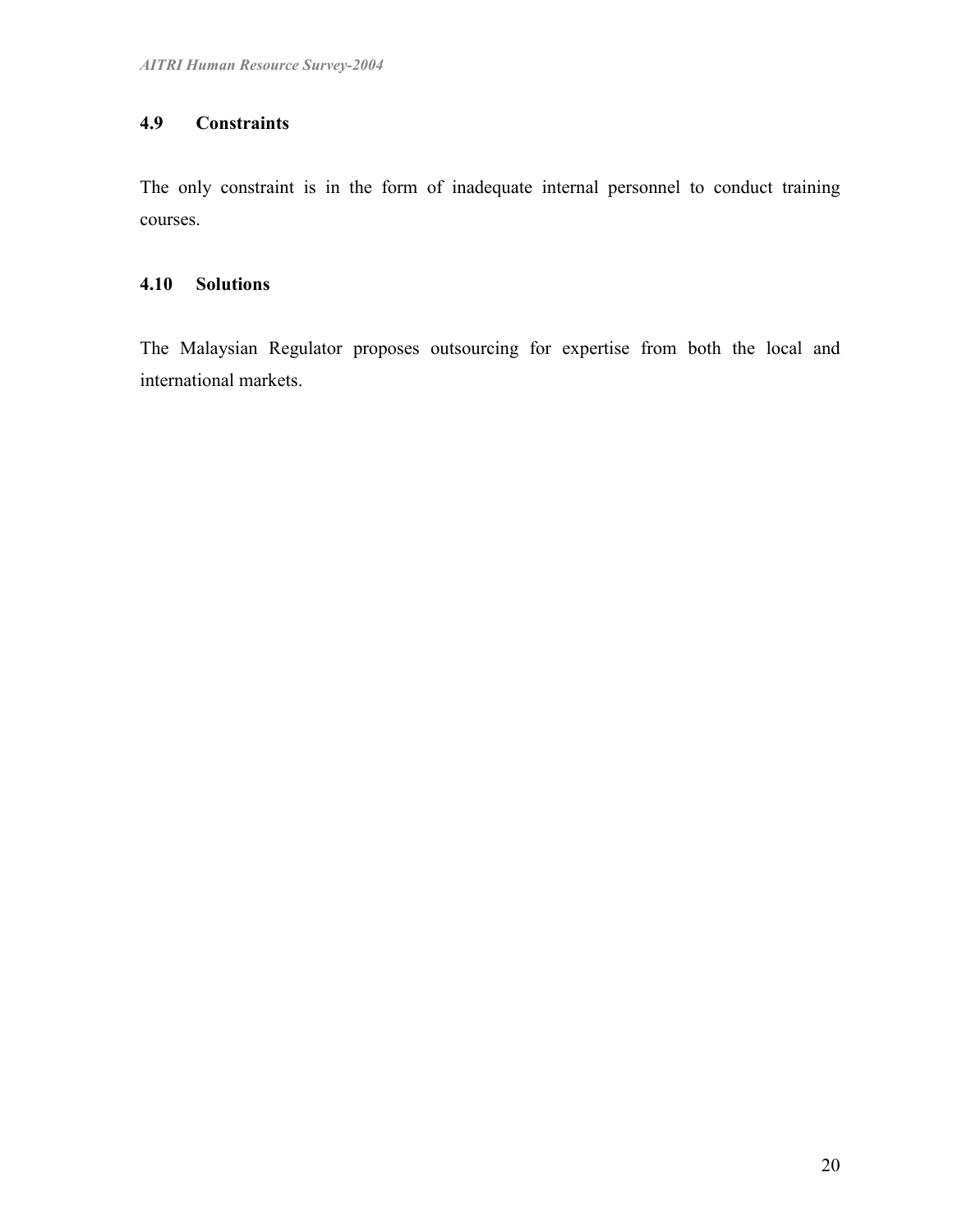## 4.9 Constraints

The only constraint is in the form of inadequate internal personnel to conduct training courses.

## 4.10 Solutions

The Malaysian Regulator proposes outsourcing for expertise from both the local and international markets.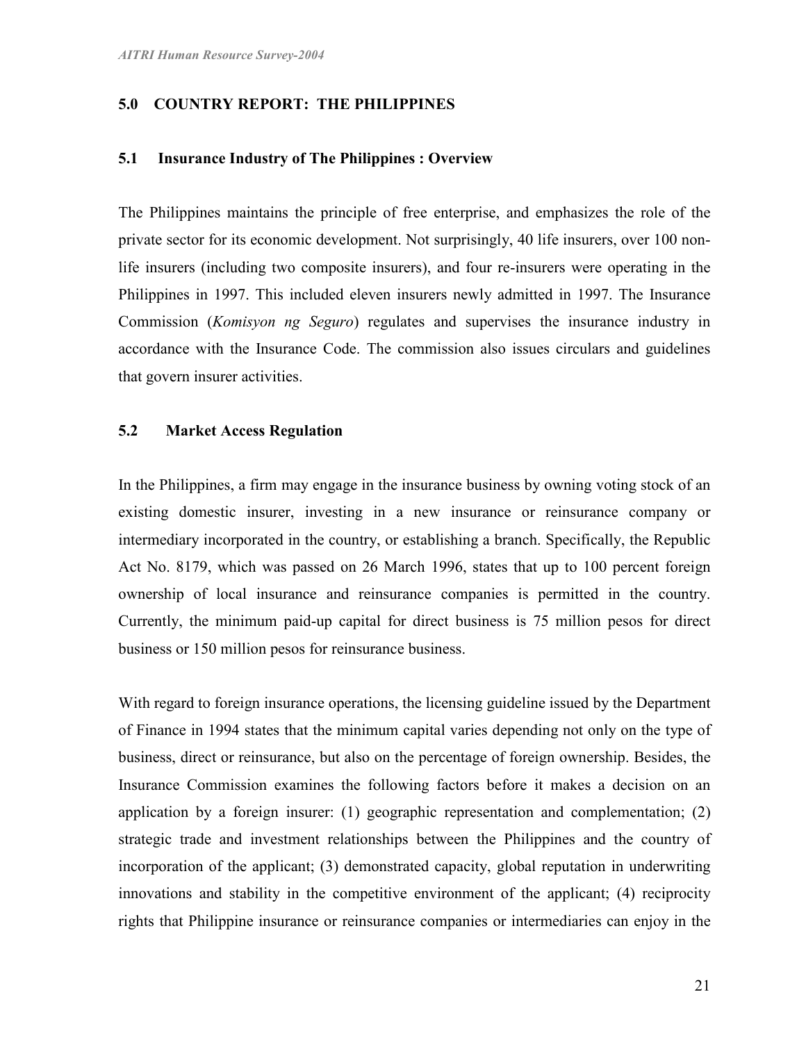## 5.0 COUNTRY REPORT: THE PHILIPPINES

### 5.1 Insurance Industry of The Philippines : Overview

The Philippines maintains the principle of free enterprise, and emphasizes the role of the private sector for its economic development. Not surprisingly, 40 life insurers, over 100 non-life insurers (including two composite insurers), and four re-insurers were operating in the Philippines in 1997. This included eleven insurers newly admitted in 1997. The Insurance Commission (*Komisyon ng Seguro*) regulates and supervises the insurance industry in accordance with the Insurance Code. The commission also issues circulars and guidelines that govern insurer activities.

### 5.2 Market Access Regulation

In the Philippines, a firm may engage in the insurance business by owning voting stock of an existing domestic insurer, investing in a new insurance or reinsurance company or intermediary incorporated in the country, or establishing a branch. Specifically, the Republic Act No. 8179, which was passed on 26 March 1996, states that up to 100 percent foreign ownership of local insurance and reinsurance companies is permitted in the country. Currently, the minimum paid-up capital for direct business is 75 million pesos for direct business or 150 million pesos for reinsurance business.

With regard to foreign insurance operations, the licensing guideline issued by the Department of Finance in 1994 states that the minimum capital varies depending not only on the type of business, direct or reinsurance, but also on the percentage of foreign ownership. Besides, the Insurance Commission examines the following factors before it makes a decision on an application by a foreign insurer: (1) geographic representation and complementation; (2) strategic trade and investment relationships between the Philippines and the country of incorporation of the applicant; (3) demonstrated capacity, global reputation in underwriting innovations and stability in the competitive environment of the applicant; (4) reciprocity rights that Philippine insurance or reinsurance companies or intermediaries can enjoy in the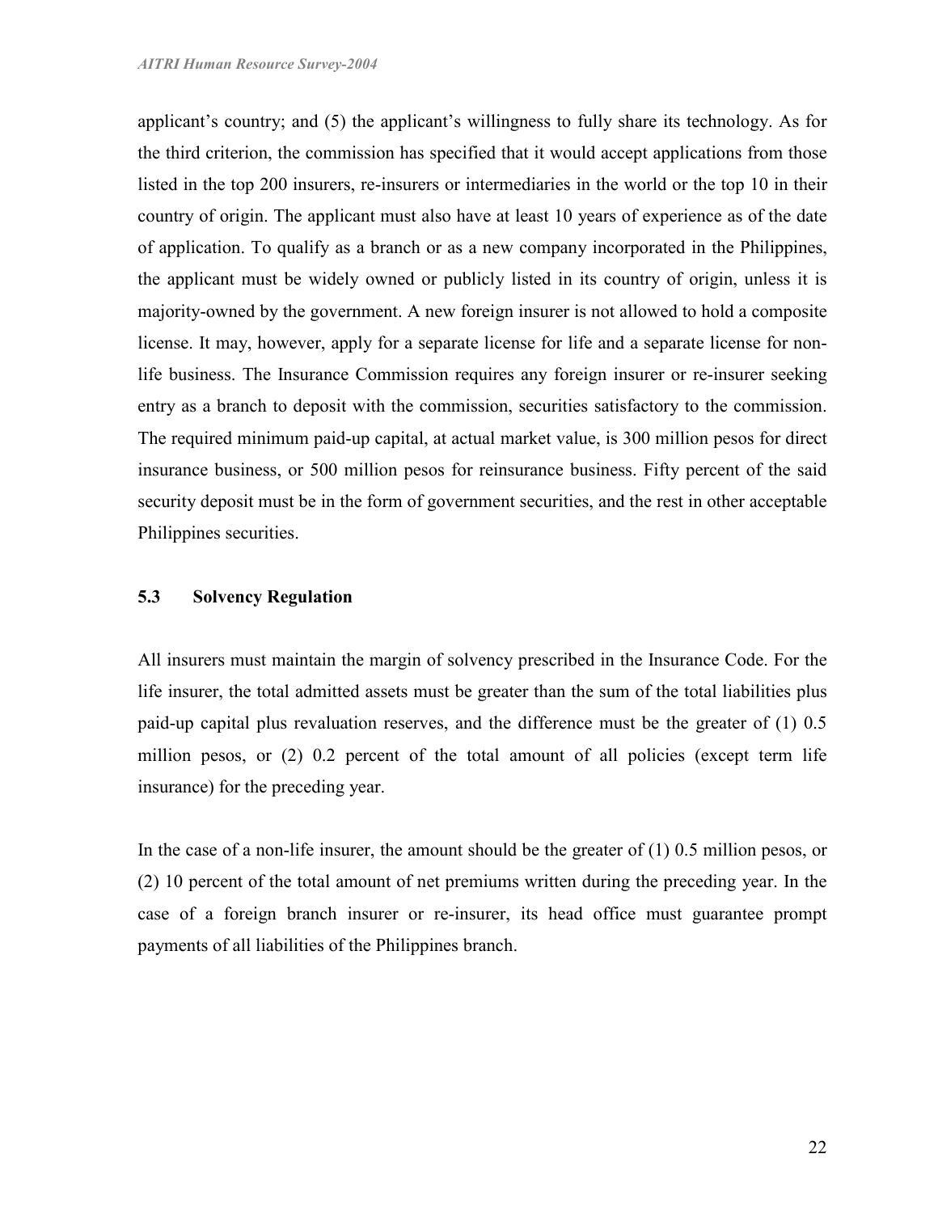applicant's country; and (5) the applicant's willingness to fully share its technology. As for the third criterion, the commission has specified that it would accept applications from those listed in the top 200 insurers, re-insurers or intermediaries in the world or the top 10 in their country of origin. The applicant must also have at least 10 years of experience as of the date of application. To qualify as a branch or as a new company incorporated in the Philippines, the applicant must be widely owned or publicly listed in its country of origin, unless it is majority-owned by the government. A new foreign insurer is not allowed to hold a composite license. It may, however, apply for a separate license for life and a separate license for non-life business. The Insurance Commission requires any foreign insurer or re-insurer seeking entry as a branch to deposit with the commission, securities satisfactory to the commission. The required minimum paid-up capital, at actual market value, is 300 million pesos for direct insurance business, or 500 million pesos for reinsurance business. Fifty percent of the said security deposit must be in the form of government securities, and the rest in other acceptable Philippines securities.

### 5.3 Solvency Regulation

All insurers must maintain the margin of solvency prescribed in the Insurance Code. For the life insurer, the total admitted assets must be greater than the sum of the total liabilities plus paid-up capital plus revaluation reserves, and the difference must be the greater of (1) 0.5 million pesos, or (2) 0.2 percent of the total amount of all policies (except term life insurance) for the preceding year.

In the case of a non-life insurer, the amount should be the greater of (1) 0.5 million pesos, or (2) 10 percent of the total amount of net premiums written during the preceding year. In the case of a foreign branch insurer or re-insurer, its head office must guarantee prompt payments of all liabilities of the Philippines branch.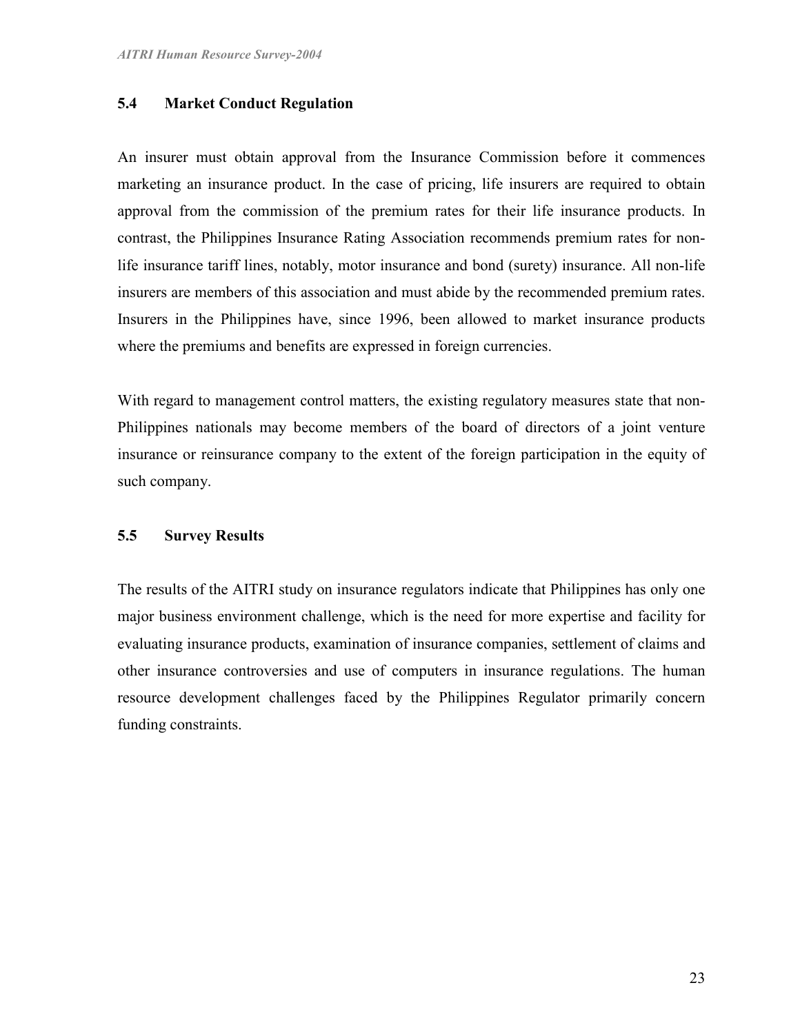### 5.4 Market Conduct Regulation

An insurer must obtain approval from the Insurance Commission before it commences marketing an insurance product. In the case of pricing, life insurers are required to obtain approval from the commission of the premium rates for their life insurance products. In contrast, the Philippines Insurance Rating Association recommends premium rates for non-life insurance tariff lines, notably, motor insurance and bond (surety) insurance. All non-life insurers are members of this association and must abide by the recommended premium rates. Insurers in the Philippines have, since 1996, been allowed to market insurance products where the premiums and benefits are expressed in foreign currencies.

With regard to management control matters, the existing regulatory measures state that non-Philippines nationals may become members of the board of directors of a joint venture insurance or reinsurance company to the extent of the foreign participation in the equity of such company.

### 5.5 Survey Results

The results of the AITRI study on insurance regulators indicate that Philippines has only one major business environment challenge, which is the need for more expertise and facility for evaluating insurance products, examination of insurance companies, settlement of claims and other insurance controversies and use of computers in insurance regulations. The human resource development challenges faced by the Philippines Regulator primarily concern funding constraints.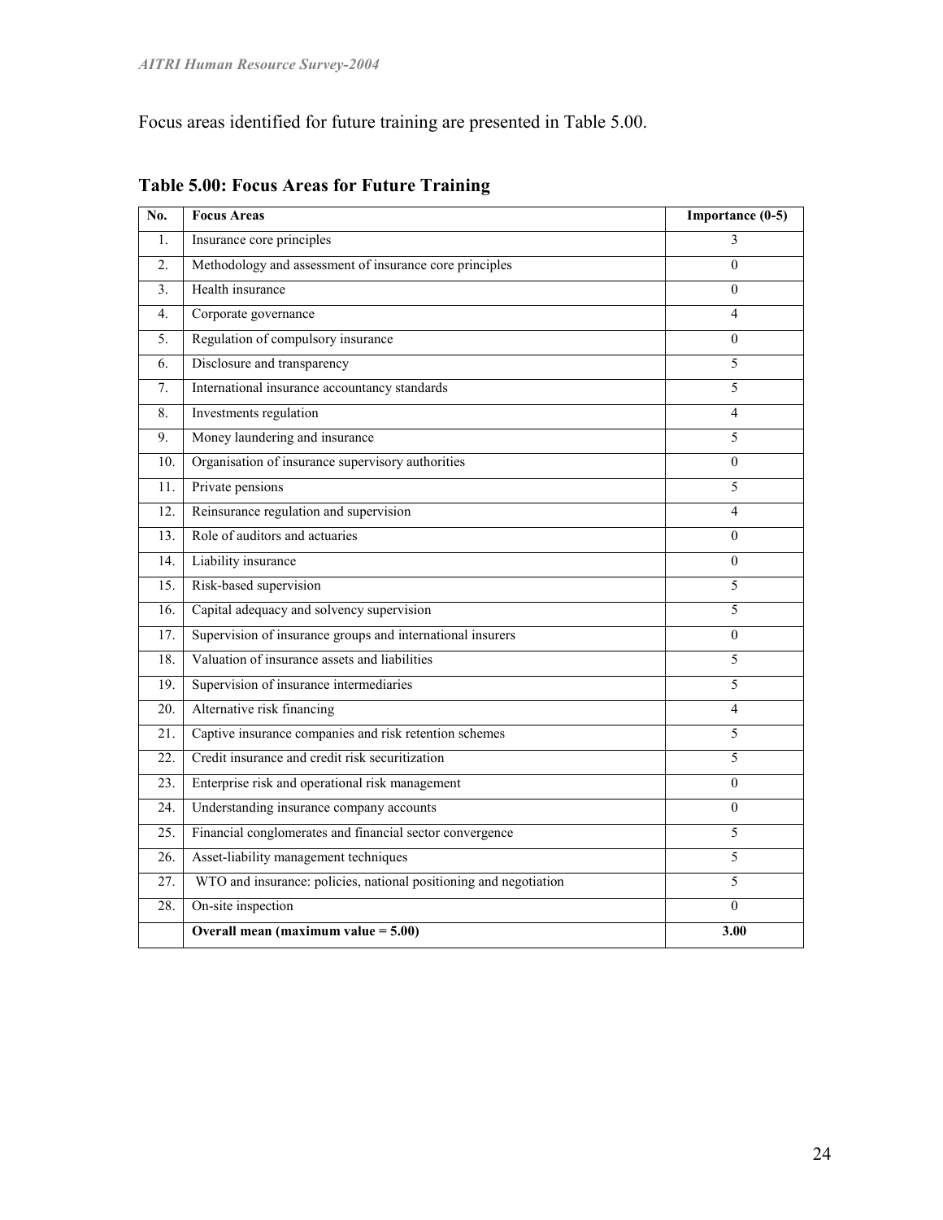Focus areas identified for future training are presented in Table 5.00.

**Table 5.00: Focus Areas for Future Training**

| No. | Focus Areas | Importance (0-5) |
|---|---|---|
| 1. | Insurance core principles | 3 |
| 2. | Methodology and assessment of insurance core principles | 0 |
| 3. | Health insurance | 0 |
| 4. | Corporate governance | 4 |
| 5. | Regulation of compulsory insurance | 0 |
| 6. | Disclosure and transparency | 5 |
| 7. | International insurance accountancy standards | 5 |
| 8. | Investments regulation | 4 |
| 9. | Money laundering and insurance | 5 |
| 10. | Organisation of insurance supervisory authorities | 0 |
| 11. | Private pensions | 5 |
| 12. | Reinsurance regulation and supervision | 4 |
| 13. | Role of auditors and actuaries | 0 |
| 14. | Liability insurance | 0 |
| 15. | Risk-based supervision | 5 |
| 16. | Capital adequacy and solvency supervision | 5 |
| 17. | Supervision of insurance groups and international insurers | 0 |
| 18. | Valuation of insurance assets and liabilities | 5 |
| 19. | Supervision of insurance intermediaries | 5 |
| 20. | Alternative risk financing | 4 |
| 21. | Captive insurance companies and risk retention schemes | 5 |
| 22. | Credit insurance and credit risk securitization | 5 |
| 23. | Enterprise risk and operational risk management | 0 |
| 24. | Understanding insurance company accounts | 0 |
| 25. | Financial conglomerates and financial sector convergence | 5 |
| 26. | Asset-liability management techniques | 5 |
| 27. | WTO and insurance: policies, national positioning and negotiation | 5 |
| 28. | On-site inspection | 0 |
| | **Overall mean (maximum value = 5.00)** | **3.00** |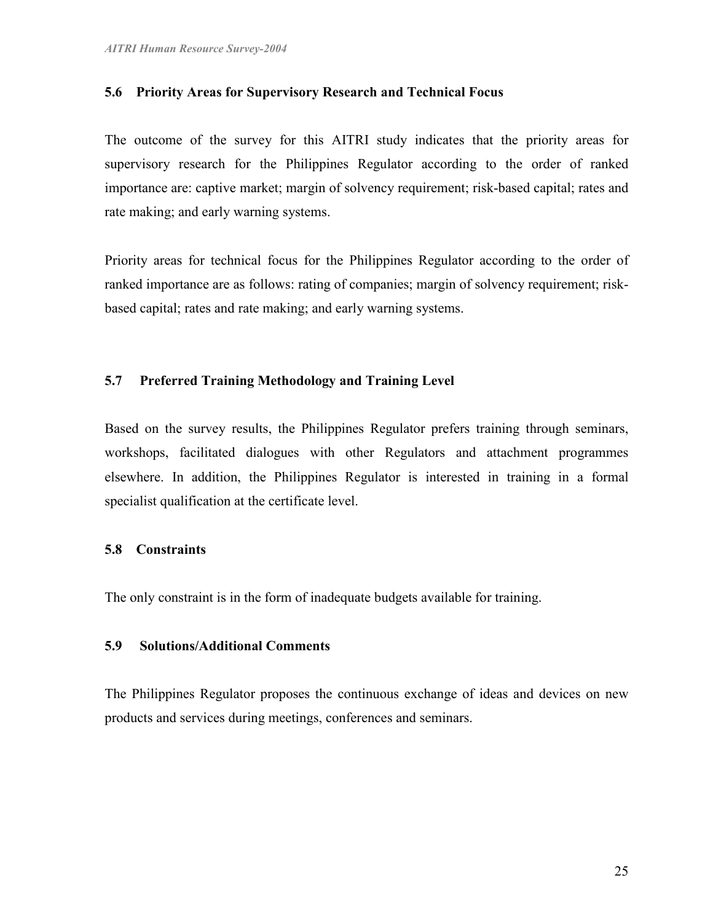### 5.6 Priority Areas for Supervisory Research and Technical Focus

The outcome of the survey for this AITRI study indicates that the priority areas for supervisory research for the Philippines Regulator according to the order of ranked importance are: captive market; margin of solvency requirement; risk-based capital; rates and rate making; and early warning systems.

Priority areas for technical focus for the Philippines Regulator according to the order of ranked importance are as follows: rating of companies; margin of solvency requirement; risk-based capital; rates and rate making; and early warning systems.

### 5.7 Preferred Training Methodology and Training Level

Based on the survey results, the Philippines Regulator prefers training through seminars, workshops, facilitated dialogues with other Regulators and attachment programmes elsewhere. In addition, the Philippines Regulator is interested in training in a formal specialist qualification at the certificate level.

### 5.8 Constraints

The only constraint is in the form of inadequate budgets available for training.

### 5.9 Solutions/Additional Comments

The Philippines Regulator proposes the continuous exchange of ideas and devices on new products and services during meetings, conferences and seminars.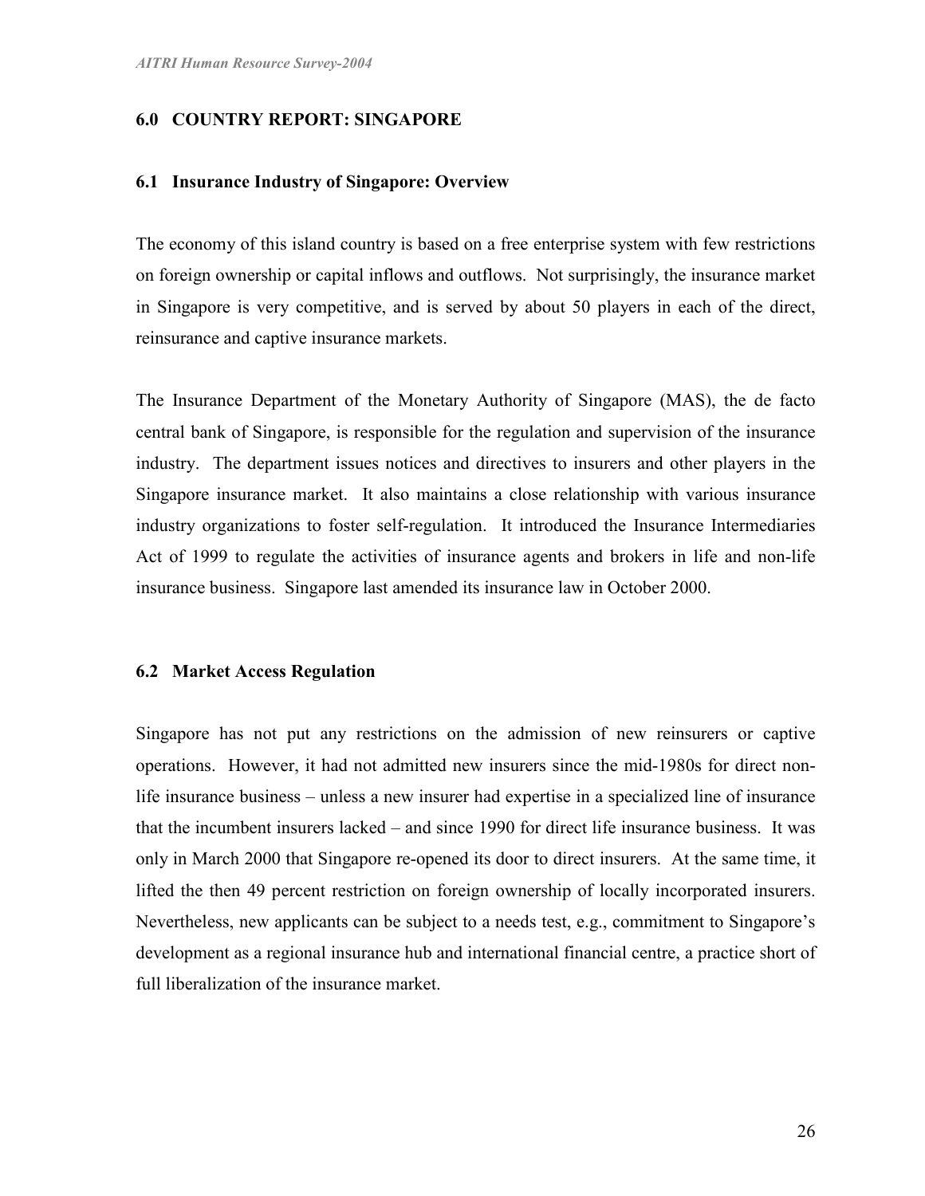## 6.0 COUNTRY REPORT: SINGAPORE

### 6.1 Insurance Industry of Singapore: Overview

The economy of this island country is based on a free enterprise system with few restrictions on foreign ownership or capital inflows and outflows. Not surprisingly, the insurance market in Singapore is very competitive, and is served by about 50 players in each of the direct, reinsurance and captive insurance markets.

The Insurance Department of the Monetary Authority of Singapore (MAS), the de facto central bank of Singapore, is responsible for the regulation and supervision of the insurance industry. The department issues notices and directives to insurers and other players in the Singapore insurance market. It also maintains a close relationship with various insurance industry organizations to foster self-regulation. It introduced the Insurance Intermediaries Act of 1999 to regulate the activities of insurance agents and brokers in life and non-life insurance business. Singapore last amended its insurance law in October 2000.

### 6.2 Market Access Regulation

Singapore has not put any restrictions on the admission of new reinsurers or captive operations. However, it had not admitted new insurers since the mid-1980s for direct non-life insurance business – unless a new insurer had expertise in a specialized line of insurance that the incumbent insurers lacked – and since 1990 for direct life insurance business. It was only in March 2000 that Singapore re-opened its door to direct insurers. At the same time, it lifted the then 49 percent restriction on foreign ownership of locally incorporated insurers. Nevertheless, new applicants can be subject to a needs test, e.g., commitment to Singapore's development as a regional insurance hub and international financial centre, a practice short of full liberalization of the insurance market.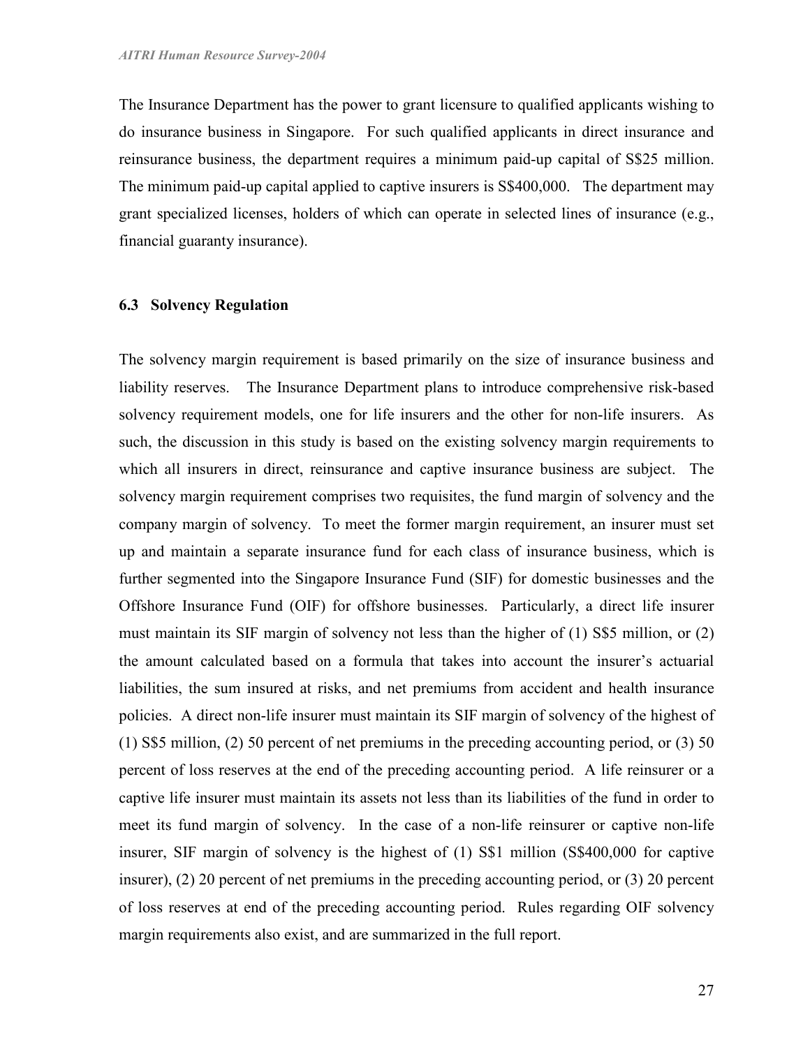The Insurance Department has the power to grant licensure to qualified applicants wishing to do insurance business in Singapore. For such qualified applicants in direct insurance and reinsurance business, the department requires a minimum paid-up capital of S$25 million. The minimum paid-up capital applied to captive insurers is S$400,000. The department may grant specialized licenses, holders of which can operate in selected lines of insurance (e.g., financial guaranty insurance).

### 6.3 Solvency Regulation

The solvency margin requirement is based primarily on the size of insurance business and liability reserves. The Insurance Department plans to introduce comprehensive risk-based solvency requirement models, one for life insurers and the other for non-life insurers. As such, the discussion in this study is based on the existing solvency margin requirements to which all insurers in direct, reinsurance and captive insurance business are subject. The solvency margin requirement comprises two requisites, the fund margin of solvency and the company margin of solvency. To meet the former margin requirement, an insurer must set up and maintain a separate insurance fund for each class of insurance business, which is further segmented into the Singapore Insurance Fund (SIF) for domestic businesses and the Offshore Insurance Fund (OIF) for offshore businesses. Particularly, a direct life insurer must maintain its SIF margin of solvency not less than the higher of (1) S$5 million, or (2) the amount calculated based on a formula that takes into account the insurer's actuarial liabilities, the sum insured at risks, and net premiums from accident and health insurance policies. A direct non-life insurer must maintain its SIF margin of solvency of the highest of (1) S$5 million, (2) 50 percent of net premiums in the preceding accounting period, or (3) 50 percent of loss reserves at the end of the preceding accounting period. A life reinsurer or a captive life insurer must maintain its assets not less than its liabilities of the fund in order to meet its fund margin of solvency. In the case of a non-life reinsurer or captive non-life insurer, SIF margin of solvency is the highest of (1) S$1 million (S$400,000 for captive insurer), (2) 20 percent of net premiums in the preceding accounting period, or (3) 20 percent of loss reserves at end of the preceding accounting period. Rules regarding OIF solvency margin requirements also exist, and are summarized in the full report.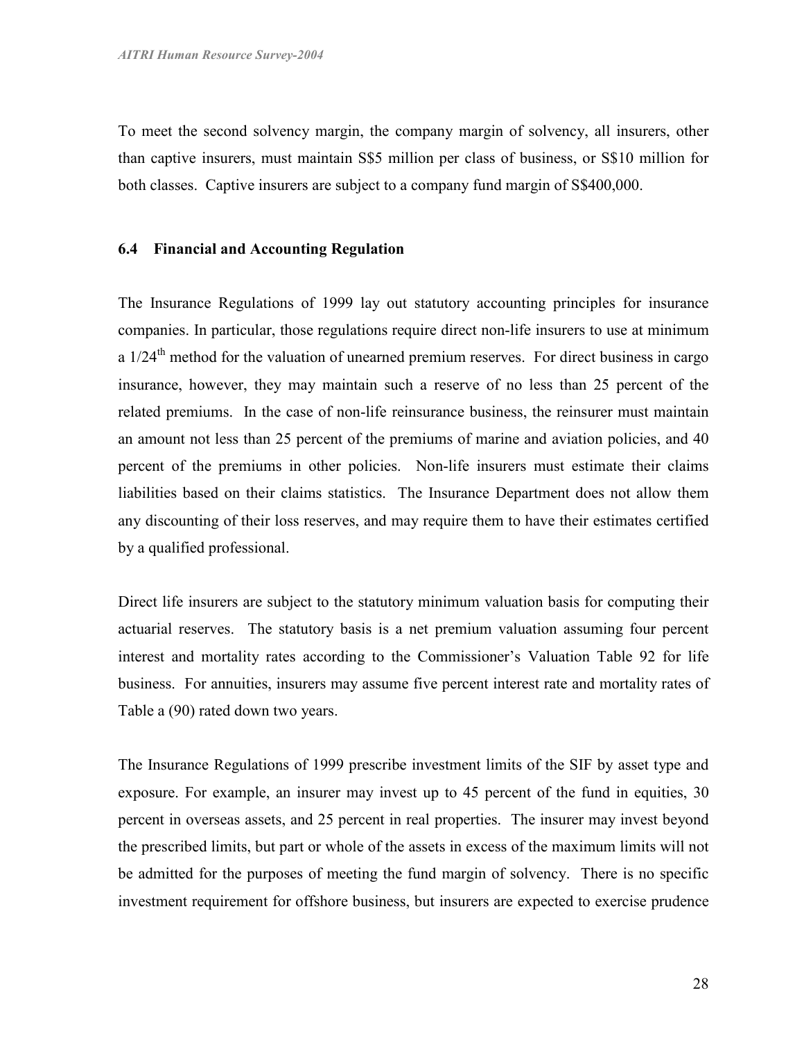To meet the second solvency margin, the company margin of solvency, all insurers, other than captive insurers, must maintain S$5 million per class of business, or S$10 million for both classes. Captive insurers are subject to a company fund margin of S$400,000.

### 6.4 Financial and Accounting Regulation

The Insurance Regulations of 1999 lay out statutory accounting principles for insurance companies. In particular, those regulations require direct non-life insurers to use at minimum a 1/24th method for the valuation of unearned premium reserves. For direct business in cargo insurance, however, they may maintain such a reserve of no less than 25 percent of the related premiums. In the case of non-life reinsurance business, the reinsurer must maintain an amount not less than 25 percent of the premiums of marine and aviation policies, and 40 percent of the premiums in other policies. Non-life insurers must estimate their claims liabilities based on their claims statistics. The Insurance Department does not allow them any discounting of their loss reserves, and may require them to have their estimates certified by a qualified professional.

Direct life insurers are subject to the statutory minimum valuation basis for computing their actuarial reserves. The statutory basis is a net premium valuation assuming four percent interest and mortality rates according to the Commissioner's Valuation Table 92 for life business. For annuities, insurers may assume five percent interest rate and mortality rates of Table a (90) rated down two years.

The Insurance Regulations of 1999 prescribe investment limits of the SIF by asset type and exposure. For example, an insurer may invest up to 45 percent of the fund in equities, 30 percent in overseas assets, and 25 percent in real properties. The insurer may invest beyond the prescribed limits, but part or whole of the assets in excess of the maximum limits will not be admitted for the purposes of meeting the fund margin of solvency. There is no specific investment requirement for offshore business, but insurers are expected to exercise prudence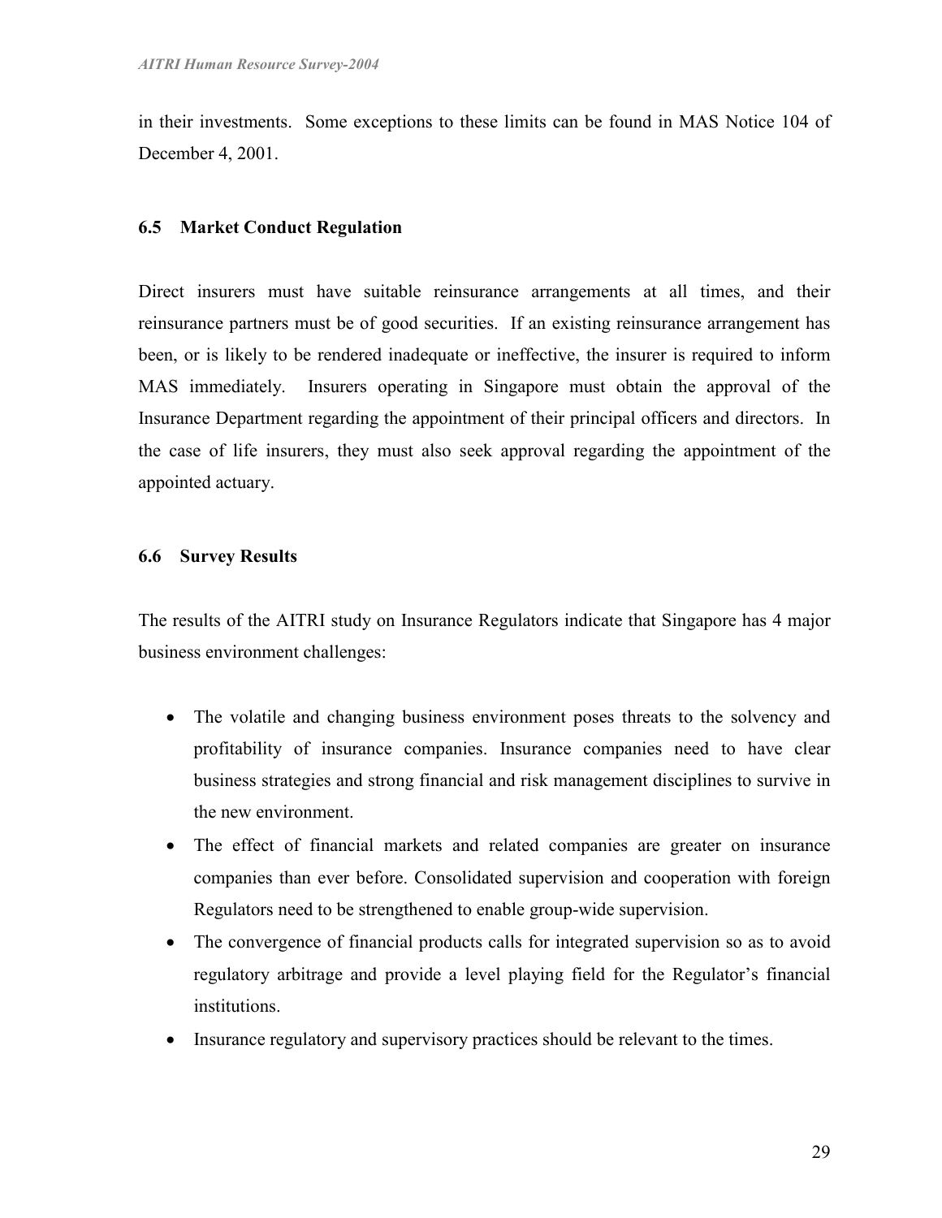in their investments. Some exceptions to these limits can be found in MAS Notice 104 of December 4, 2001.

### 6.5 Market Conduct Regulation

Direct insurers must have suitable reinsurance arrangements at all times, and their reinsurance partners must be of good securities. If an existing reinsurance arrangement has been, or is likely to be rendered inadequate or ineffective, the insurer is required to inform MAS immediately. Insurers operating in Singapore must obtain the approval of the Insurance Department regarding the appointment of their principal officers and directors. In the case of life insurers, they must also seek approval regarding the appointment of the appointed actuary.

### 6.6 Survey Results

The results of the AITRI study on Insurance Regulators indicate that Singapore has 4 major business environment challenges:

- The volatile and changing business environment poses threats to the solvency and profitability of insurance companies. Insurance companies need to have clear business strategies and strong financial and risk management disciplines to survive in the new environment.
- The effect of financial markets and related companies are greater on insurance companies than ever before. Consolidated supervision and cooperation with foreign Regulators need to be strengthened to enable group-wide supervision.
- The convergence of financial products calls for integrated supervision so as to avoid regulatory arbitrage and provide a level playing field for the Regulator's financial institutions.
- Insurance regulatory and supervisory practices should be relevant to the times.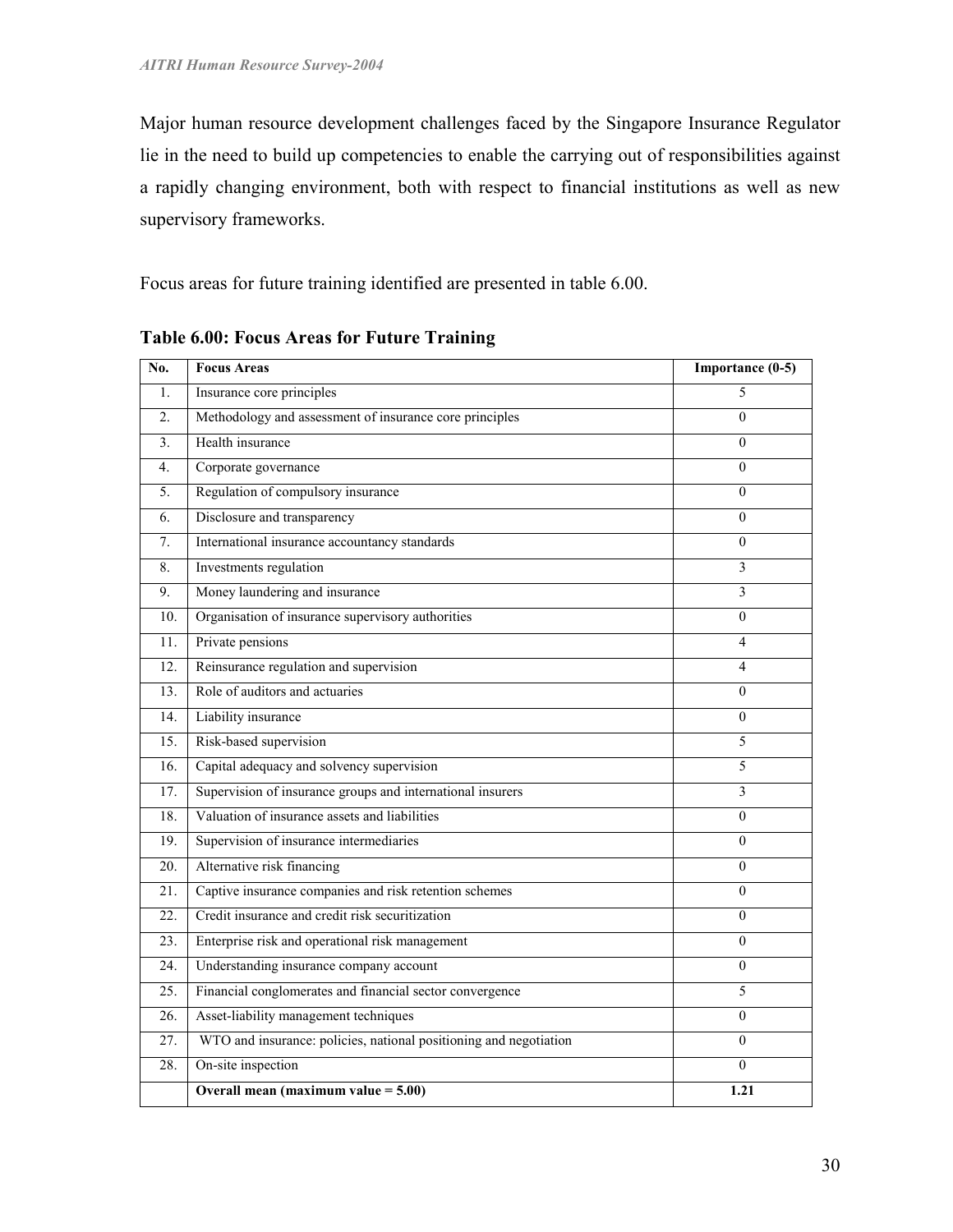Major human resource development challenges faced by the Singapore Insurance Regulator lie in the need to build up competencies to enable the carrying out of responsibilities against a rapidly changing environment, both with respect to financial institutions as well as new supervisory frameworks.

Focus areas for future training identified are presented in table 6.00.

**Table 6.00: Focus Areas for Future Training**

| No. | Focus Areas | Importance (0-5) |
|---|---|---|
| 1. | Insurance core principles | 5 |
| 2. | Methodology and assessment of insurance core principles | 0 |
| 3. | Health insurance | 0 |
| 4. | Corporate governance | 0 |
| 5. | Regulation of compulsory insurance | 0 |
| 6. | Disclosure and transparency | 0 |
| 7. | International insurance accountancy standards | 0 |
| 8. | Investments regulation | 3 |
| 9. | Money laundering and insurance | 3 |
| 10. | Organisation of insurance supervisory authorities | 0 |
| 11. | Private pensions | 4 |
| 12. | Reinsurance regulation and supervision | 4 |
| 13. | Role of auditors and actuaries | 0 |
| 14. | Liability insurance | 0 |
| 15. | Risk-based supervision | 5 |
| 16. | Capital adequacy and solvency supervision | 5 |
| 17. | Supervision of insurance groups and international insurers | 3 |
| 18. | Valuation of insurance assets and liabilities | 0 |
| 19. | Supervision of insurance intermediaries | 0 |
| 20. | Alternative risk financing | 0 |
| 21. | Captive insurance companies and risk retention schemes | 0 |
| 22. | Credit insurance and credit risk securitization | 0 |
| 23. | Enterprise risk and operational risk management | 0 |
| 24. | Understanding insurance company account | 0 |
| 25. | Financial conglomerates and financial sector convergence | 5 |
| 26. | Asset-liability management techniques | 0 |
| 27. | WTO and insurance: policies, national positioning and negotiation | 0 |
| 28. | On-site inspection | 0 |
| | **Overall mean (maximum value = 5.00)** | **1.21** |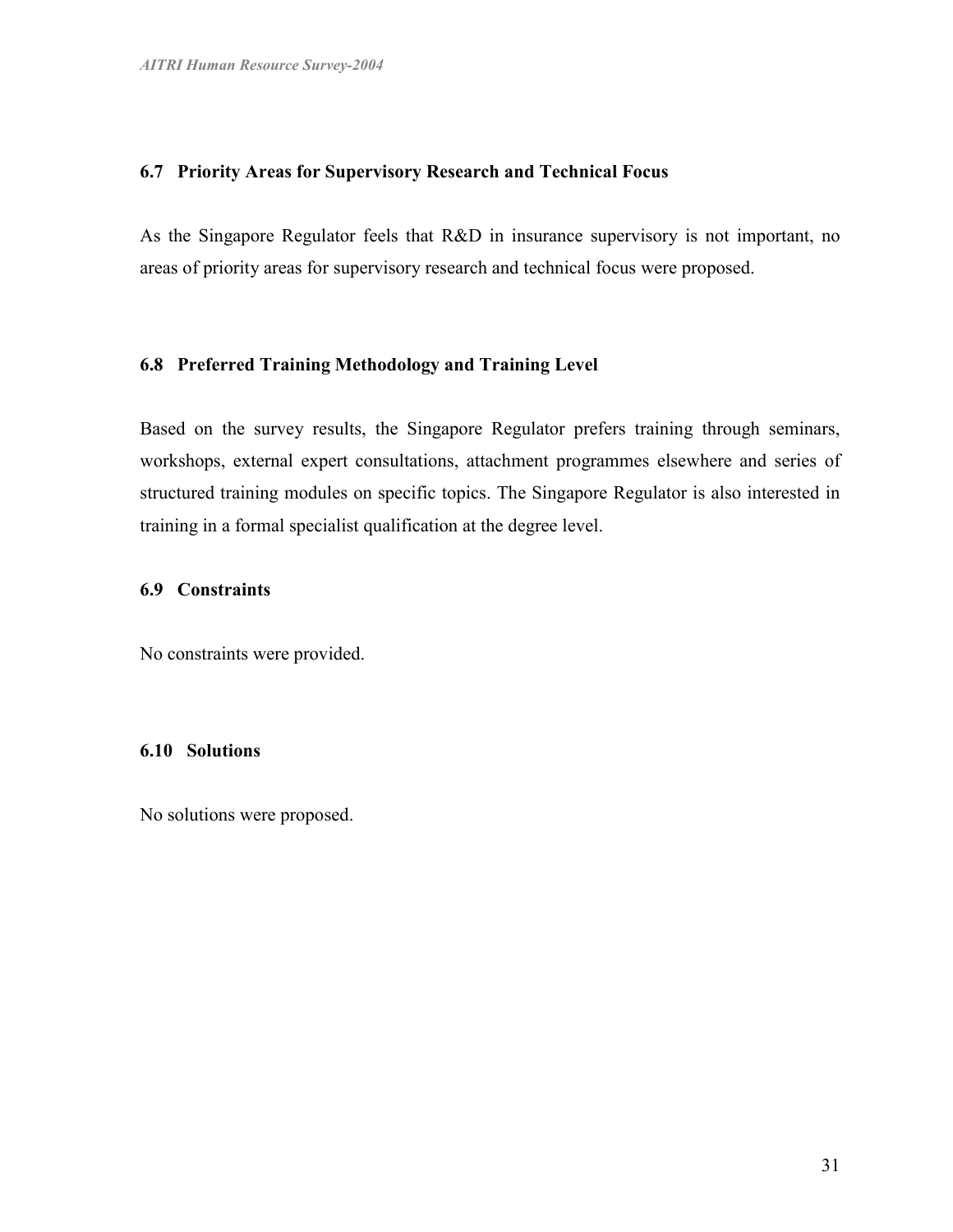### 6.7 Priority Areas for Supervisory Research and Technical Focus

As the Singapore Regulator feels that R&D in insurance supervisory is not important, no areas of priority areas for supervisory research and technical focus were proposed.

### 6.8 Preferred Training Methodology and Training Level

Based on the survey results, the Singapore Regulator prefers training through seminars, workshops, external expert consultations, attachment programmes elsewhere and series of structured training modules on specific topics. The Singapore Regulator is also interested in training in a formal specialist qualification at the degree level.

### 6.9 Constraints

No constraints were provided.

### 6.10 Solutions

No solutions were proposed.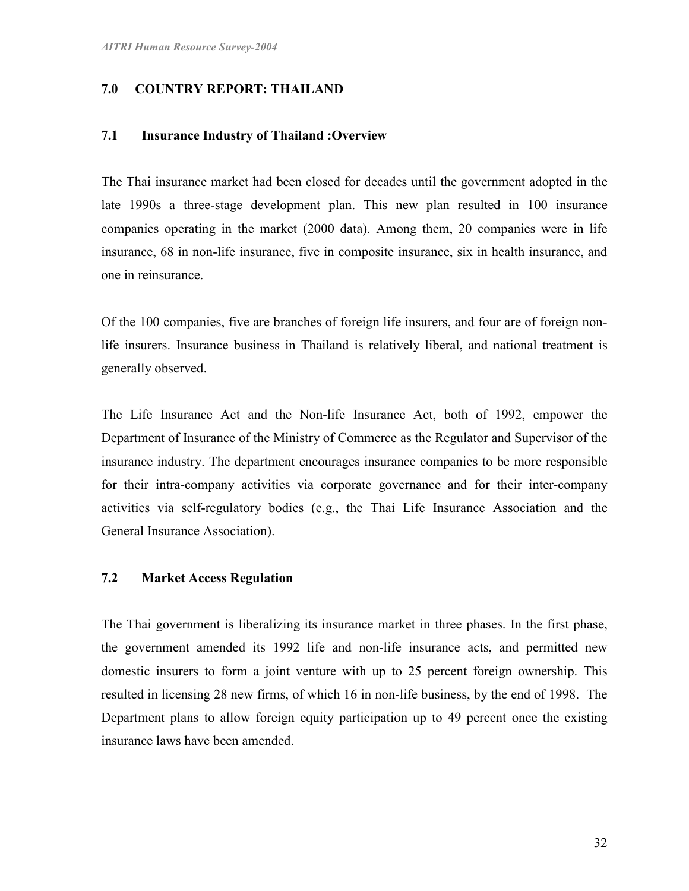## 7.0 COUNTRY REPORT: THAILAND

### 7.1 Insurance Industry of Thailand :Overview

The Thai insurance market had been closed for decades until the government adopted in the late 1990s a three-stage development plan. This new plan resulted in 100 insurance companies operating in the market (2000 data). Among them, 20 companies were in life insurance, 68 in non-life insurance, five in composite insurance, six in health insurance, and one in reinsurance.

Of the 100 companies, five are branches of foreign life insurers, and four are of foreign non-life insurers. Insurance business in Thailand is relatively liberal, and national treatment is generally observed.

The Life Insurance Act and the Non-life Insurance Act, both of 1992, empower the Department of Insurance of the Ministry of Commerce as the Regulator and Supervisor of the insurance industry. The department encourages insurance companies to be more responsible for their intra-company activities via corporate governance and for their inter-company activities via self-regulatory bodies (e.g., the Thai Life Insurance Association and the General Insurance Association).

### 7.2 Market Access Regulation

The Thai government is liberalizing its insurance market in three phases. In the first phase, the government amended its 1992 life and non-life insurance acts, and permitted new domestic insurers to form a joint venture with up to 25 percent foreign ownership. This resulted in licensing 28 new firms, of which 16 in non-life business, by the end of 1998. The Department plans to allow foreign equity participation up to 49 percent once the existing insurance laws have been amended.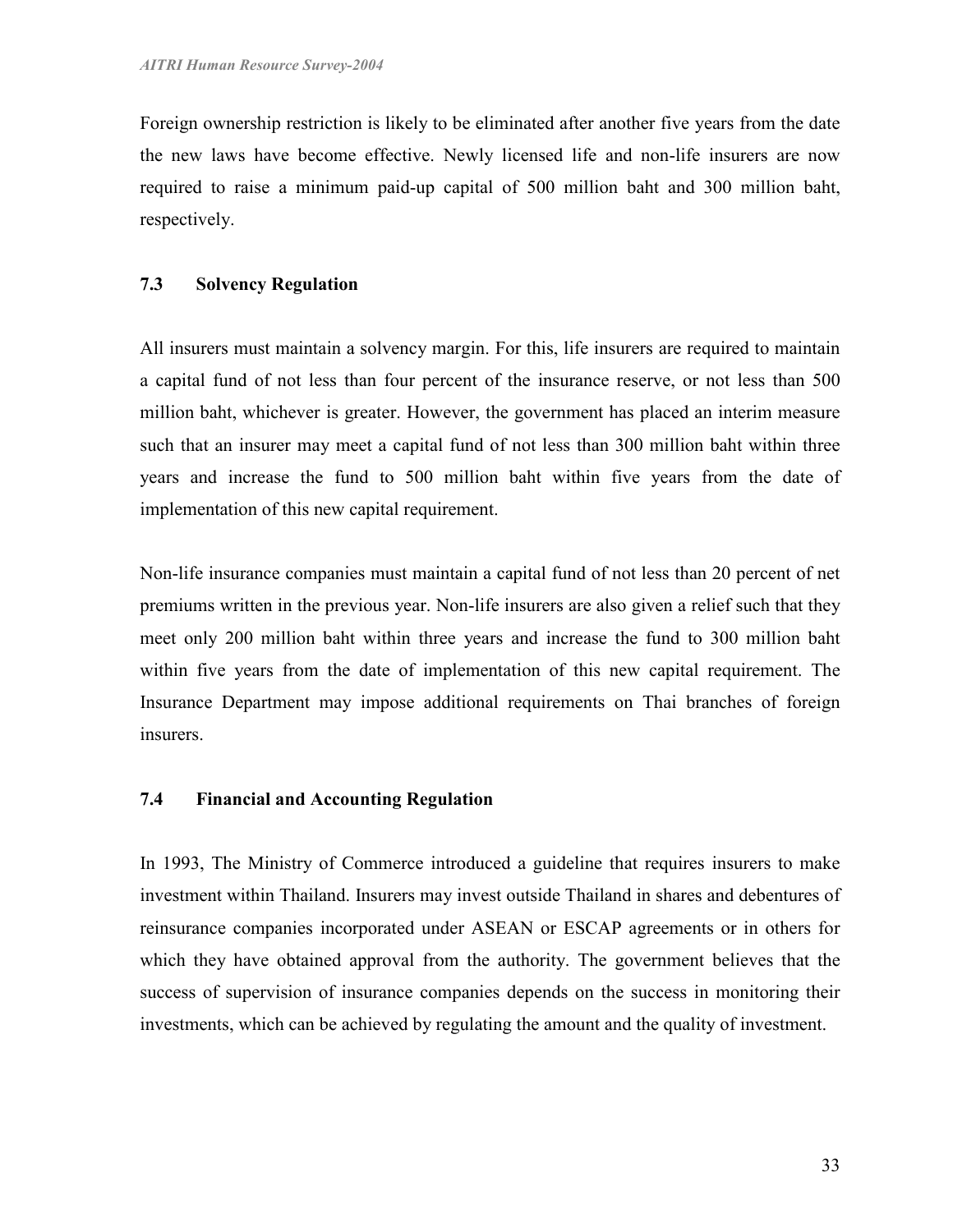Foreign ownership restriction is likely to be eliminated after another five years from the date the new laws have become effective. Newly licensed life and non-life insurers are now required to raise a minimum paid-up capital of 500 million baht and 300 million baht, respectively.

### 7.3 Solvency Regulation

All insurers must maintain a solvency margin. For this, life insurers are required to maintain a capital fund of not less than four percent of the insurance reserve, or not less than 500 million baht, whichever is greater. However, the government has placed an interim measure such that an insurer may meet a capital fund of not less than 300 million baht within three years and increase the fund to 500 million baht within five years from the date of implementation of this new capital requirement.

Non-life insurance companies must maintain a capital fund of not less than 20 percent of net premiums written in the previous year. Non-life insurers are also given a relief such that they meet only 200 million baht within three years and increase the fund to 300 million baht within five years from the date of implementation of this new capital requirement. The Insurance Department may impose additional requirements on Thai branches of foreign insurers.

### 7.4 Financial and Accounting Regulation

In 1993, The Ministry of Commerce introduced a guideline that requires insurers to make investment within Thailand. Insurers may invest outside Thailand in shares and debentures of reinsurance companies incorporated under ASEAN or ESCAP agreements or in others for which they have obtained approval from the authority. The government believes that the success of supervision of insurance companies depends on the success in monitoring their investments, which can be achieved by regulating the amount and the quality of investment.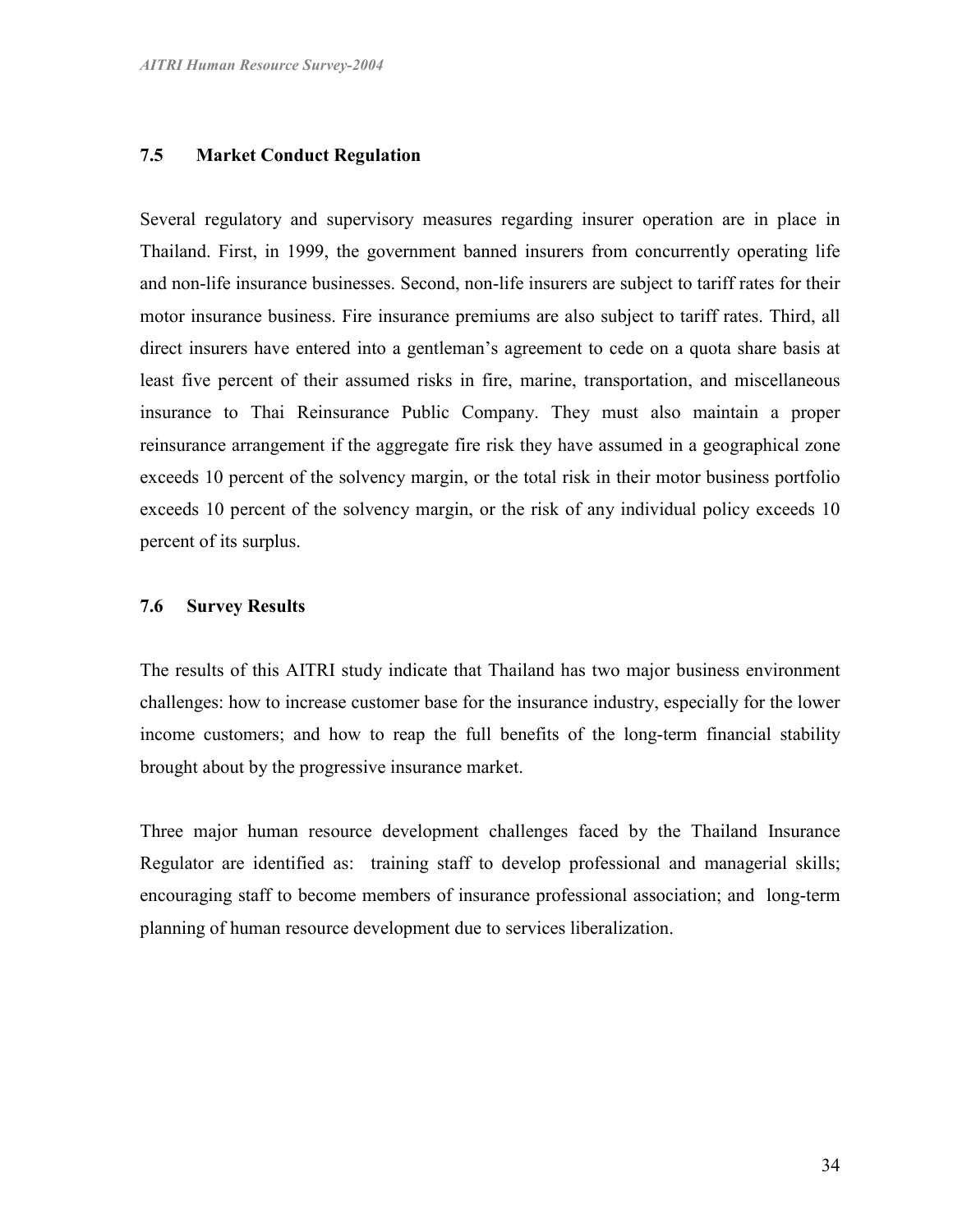## 7.5 Market Conduct Regulation

Several regulatory and supervisory measures regarding insurer operation are in place in Thailand. First, in 1999, the government banned insurers from concurrently operating life and non-life insurance businesses. Second, non-life insurers are subject to tariff rates for their motor insurance business. Fire insurance premiums are also subject to tariff rates. Third, all direct insurers have entered into a gentleman's agreement to cede on a quota share basis at least five percent of their assumed risks in fire, marine, transportation, and miscellaneous insurance to Thai Reinsurance Public Company. They must also maintain a proper reinsurance arrangement if the aggregate fire risk they have assumed in a geographical zone exceeds 10 percent of the solvency margin, or the total risk in their motor business portfolio exceeds 10 percent of the solvency margin, or the risk of any individual policy exceeds 10 percent of its surplus.

## 7.6 Survey Results

The results of this AITRI study indicate that Thailand has two major business environment challenges: how to increase customer base for the insurance industry, especially for the lower income customers; and how to reap the full benefits of the long-term financial stability brought about by the progressive insurance market.

Three major human resource development challenges faced by the Thailand Insurance Regulator are identified as: training staff to develop professional and managerial skills; encouraging staff to become members of insurance professional association; and long-term planning of human resource development due to services liberalization.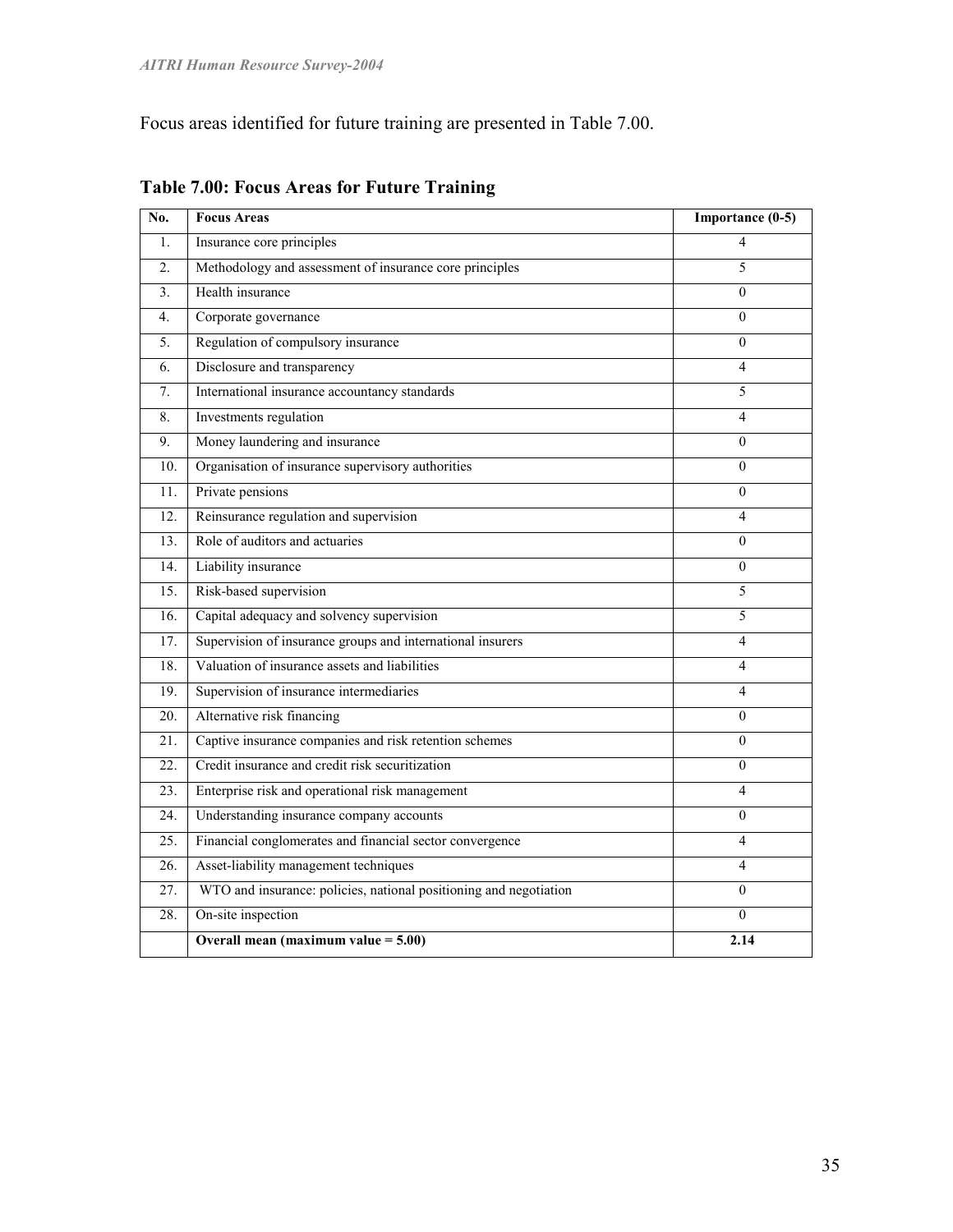Focus areas identified for future training are presented in Table 7.00.

**Table 7.00: Focus Areas for Future Training**

| No. | Focus Areas | Importance (0-5) |
|---|---|---|
| 1. | Insurance core principles | 4 |
| 2. | Methodology and assessment of insurance core principles | 5 |
| 3. | Health insurance | 0 |
| 4. | Corporate governance | 0 |
| 5. | Regulation of compulsory insurance | 0 |
| 6. | Disclosure and transparency | 4 |
| 7. | International insurance accountancy standards | 5 |
| 8. | Investments regulation | 4 |
| 9. | Money laundering and insurance | 0 |
| 10. | Organisation of insurance supervisory authorities | 0 |
| 11. | Private pensions | 0 |
| 12. | Reinsurance regulation and supervision | 4 |
| 13. | Role of auditors and actuaries | 0 |
| 14. | Liability insurance | 0 |
| 15. | Risk-based supervision | 5 |
| 16. | Capital adequacy and solvency supervision | 5 |
| 17. | Supervision of insurance groups and international insurers | 4 |
| 18. | Valuation of insurance assets and liabilities | 4 |
| 19. | Supervision of insurance intermediaries | 4 |
| 20. | Alternative risk financing | 0 |
| 21. | Captive insurance companies and risk retention schemes | 0 |
| 22. | Credit insurance and credit risk securitization | 0 |
| 23. | Enterprise risk and operational risk management | 4 |
| 24. | Understanding insurance company accounts | 0 |
| 25. | Financial conglomerates and financial sector convergence | 4 |
| 26. | Asset-liability management techniques | 4 |
| 27. | WTO and insurance: policies, national positioning and negotiation | 0 |
| 28. | On-site inspection | 0 |
| | **Overall mean (maximum value = 5.00)** | **2.14** |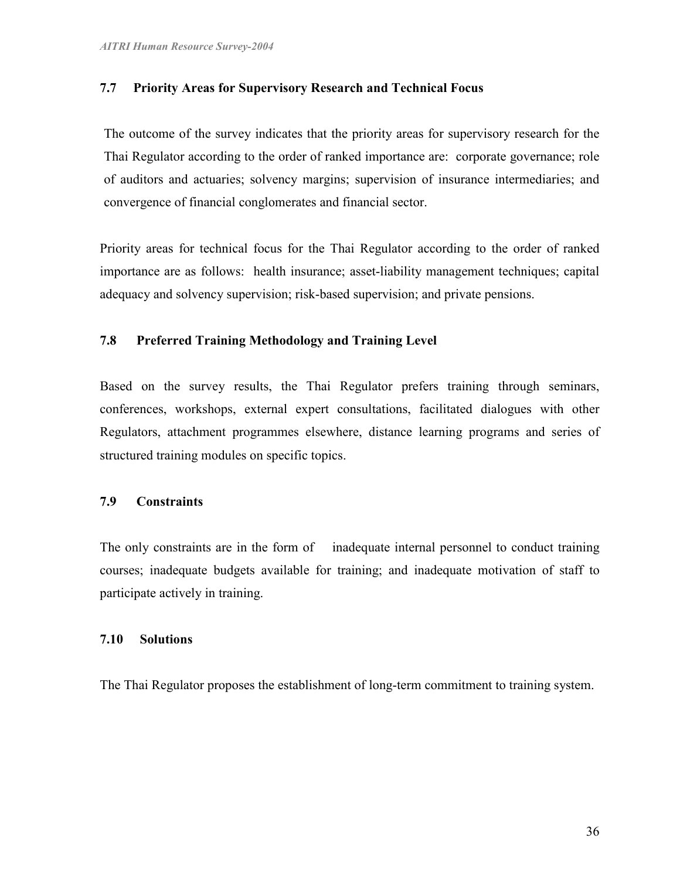### 7.7 Priority Areas for Supervisory Research and Technical Focus

The outcome of the survey indicates that the priority areas for supervisory research for the Thai Regulator according to the order of ranked importance are: corporate governance; role of auditors and actuaries; solvency margins; supervision of insurance intermediaries; and convergence of financial conglomerates and financial sector.

Priority areas for technical focus for the Thai Regulator according to the order of ranked importance are as follows: health insurance; asset-liability management techniques; capital adequacy and solvency supervision; risk-based supervision; and private pensions.

### 7.8 Preferred Training Methodology and Training Level

Based on the survey results, the Thai Regulator prefers training through seminars, conferences, workshops, external expert consultations, facilitated dialogues with other Regulators, attachment programmes elsewhere, distance learning programs and series of structured training modules on specific topics.

### 7.9 Constraints

The only constraints are in the form of inadequate internal personnel to conduct training courses; inadequate budgets available for training; and inadequate motivation of staff to participate actively in training.

### 7.10 Solutions

The Thai Regulator proposes the establishment of long-term commitment to training system.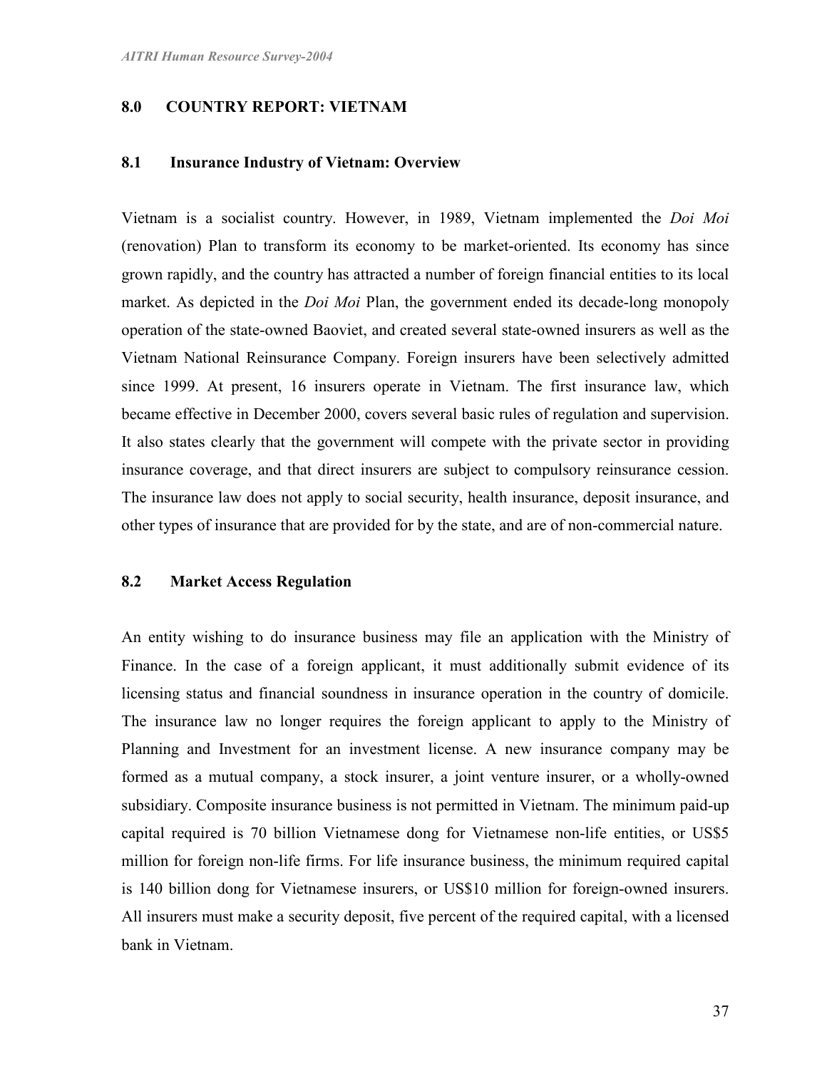## 8.0 COUNTRY REPORT: VIETNAM

### 8.1 Insurance Industry of Vietnam: Overview

Vietnam is a socialist country. However, in 1989, Vietnam implemented the *Doi Moi* (renovation) Plan to transform its economy to be market-oriented. Its economy has since grown rapidly, and the country has attracted a number of foreign financial entities to its local market. As depicted in the *Doi Moi* Plan, the government ended its decade-long monopoly operation of the state-owned Baoviet, and created several state-owned insurers as well as the Vietnam National Reinsurance Company. Foreign insurers have been selectively admitted since 1999. At present, 16 insurers operate in Vietnam. The first insurance law, which became effective in December 2000, covers several basic rules of regulation and supervision. It also states clearly that the government will compete with the private sector in providing insurance coverage, and that direct insurers are subject to compulsory reinsurance cession. The insurance law does not apply to social security, health insurance, deposit insurance, and other types of insurance that are provided for by the state, and are of non-commercial nature.

### 8.2 Market Access Regulation

An entity wishing to do insurance business may file an application with the Ministry of Finance. In the case of a foreign applicant, it must additionally submit evidence of its licensing status and financial soundness in insurance operation in the country of domicile. The insurance law no longer requires the foreign applicant to apply to the Ministry of Planning and Investment for an investment license. A new insurance company may be formed as a mutual company, a stock insurer, a joint venture insurer, or a wholly-owned subsidiary. Composite insurance business is not permitted in Vietnam. The minimum paid-up capital required is 70 billion Vietnamese dong for Vietnamese non-life entities, or US$5 million for foreign non-life firms. For life insurance business, the minimum required capital is 140 billion dong for Vietnamese insurers, or US$10 million for foreign-owned insurers. All insurers must make a security deposit, five percent of the required capital, with a licensed bank in Vietnam.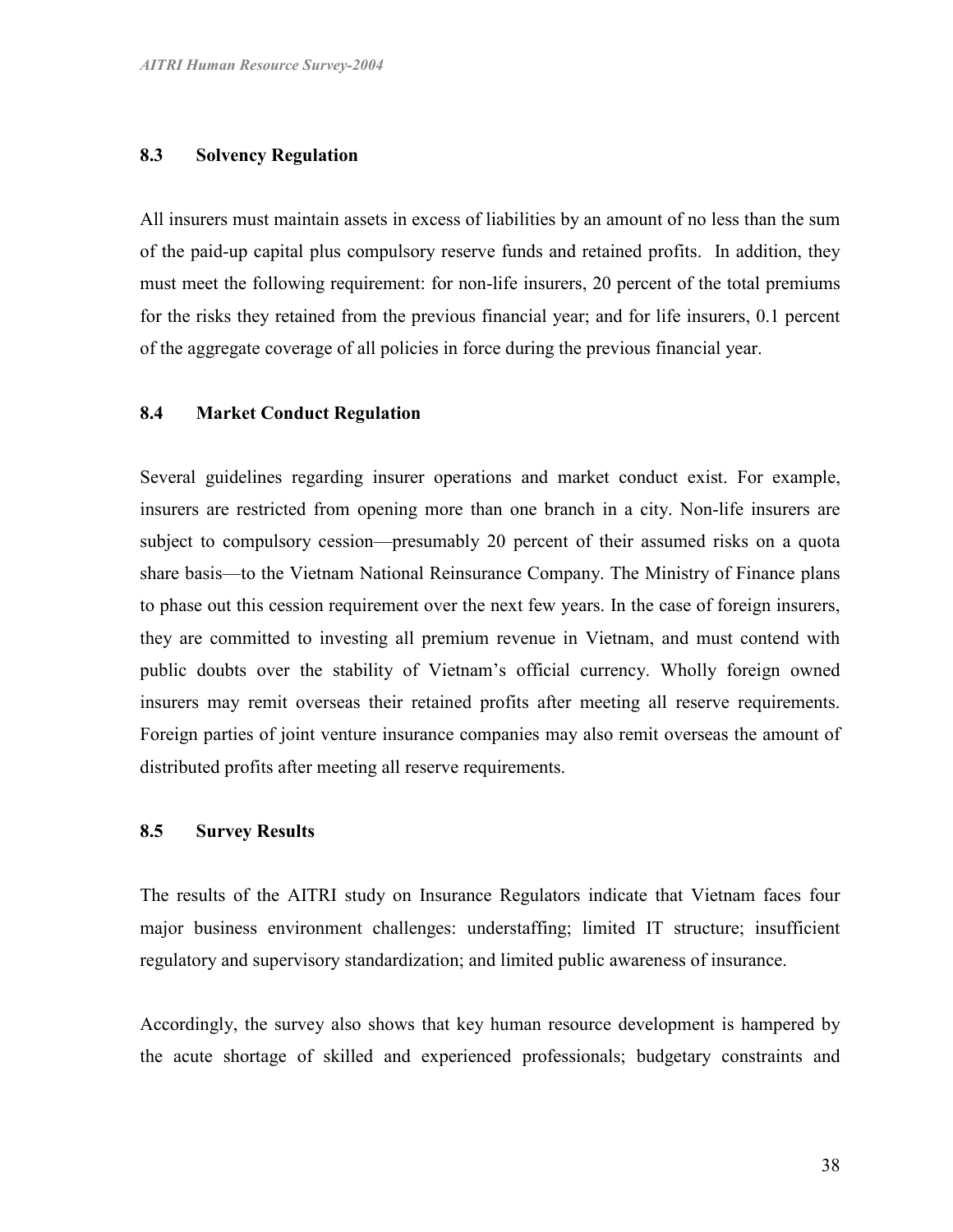### 8.3 Solvency Regulation

All insurers must maintain assets in excess of liabilities by an amount of no less than the sum of the paid-up capital plus compulsory reserve funds and retained profits. In addition, they must meet the following requirement: for non-life insurers, 20 percent of the total premiums for the risks they retained from the previous financial year; and for life insurers, 0.1 percent of the aggregate coverage of all policies in force during the previous financial year.

### 8.4 Market Conduct Regulation

Several guidelines regarding insurer operations and market conduct exist. For example, insurers are restricted from opening more than one branch in a city. Non-life insurers are subject to compulsory cession—presumably 20 percent of their assumed risks on a quota share basis—to the Vietnam National Reinsurance Company. The Ministry of Finance plans to phase out this cession requirement over the next few years. In the case of foreign insurers, they are committed to investing all premium revenue in Vietnam, and must contend with public doubts over the stability of Vietnam's official currency. Wholly foreign owned insurers may remit overseas their retained profits after meeting all reserve requirements. Foreign parties of joint venture insurance companies may also remit overseas the amount of distributed profits after meeting all reserve requirements.

### 8.5 Survey Results

The results of the AITRI study on Insurance Regulators indicate that Vietnam faces four major business environment challenges: understaffing; limited IT structure; insufficient regulatory and supervisory standardization; and limited public awareness of insurance.

Accordingly, the survey also shows that key human resource development is hampered by the acute shortage of skilled and experienced professionals; budgetary constraints and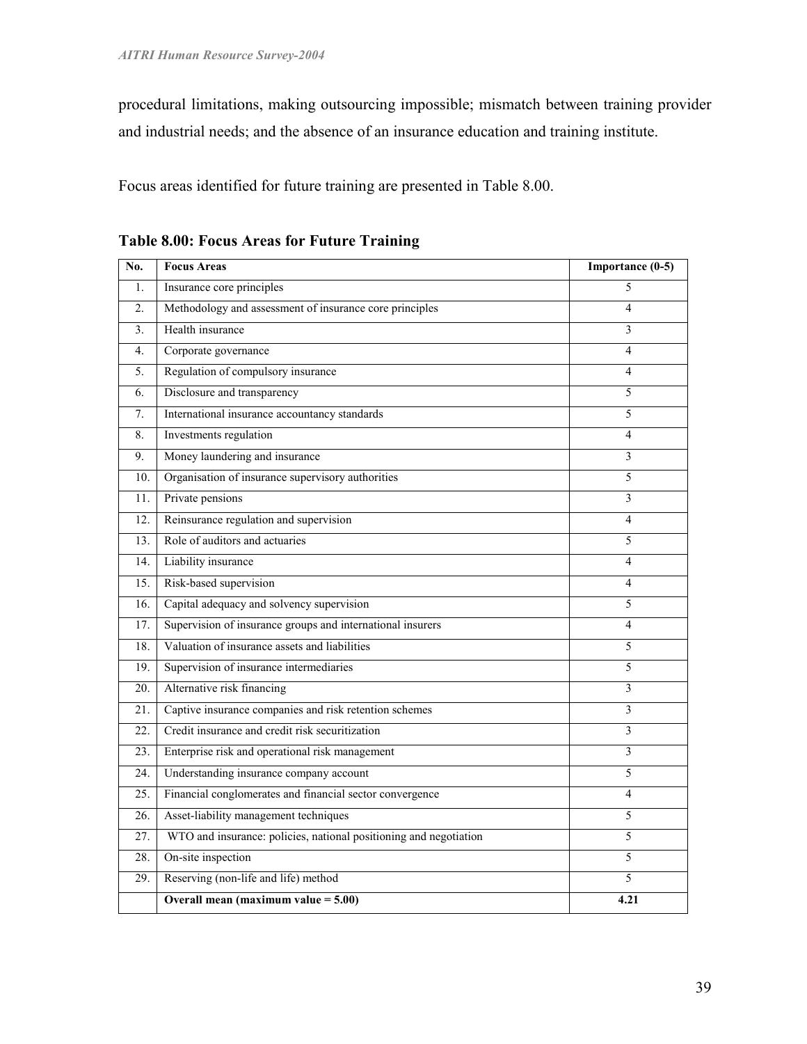procedural limitations, making outsourcing impossible; mismatch between training provider and industrial needs; and the absence of an insurance education and training institute.

Focus areas identified for future training are presented in Table 8.00.

**Table 8.00: Focus Areas for Future Training**

| No. | Focus Areas | Importance (0-5) |
|---|---|---|
| 1. | Insurance core principles | 5 |
| 2. | Methodology and assessment of insurance core principles | 4 |
| 3. | Health insurance | 3 |
| 4. | Corporate governance | 4 |
| 5. | Regulation of compulsory insurance | 4 |
| 6. | Disclosure and transparency | 5 |
| 7. | International insurance accountancy standards | 5 |
| 8. | Investments regulation | 4 |
| 9. | Money laundering and insurance | 3 |
| 10. | Organisation of insurance supervisory authorities | 5 |
| 11. | Private pensions | 3 |
| 12. | Reinsurance regulation and supervision | 4 |
| 13. | Role of auditors and actuaries | 5 |
| 14. | Liability insurance | 4 |
| 15. | Risk-based supervision | 4 |
| 16. | Capital adequacy and solvency supervision | 5 |
| 17. | Supervision of insurance groups and international insurers | 4 |
| 18. | Valuation of insurance assets and liabilities | 5 |
| 19. | Supervision of insurance intermediaries | 5 |
| 20. | Alternative risk financing | 3 |
| 21. | Captive insurance companies and risk retention schemes | 3 |
| 22. | Credit insurance and credit risk securitization | 3 |
| 23. | Enterprise risk and operational risk management | 3 |
| 24. | Understanding insurance company account | 5 |
| 25. | Financial conglomerates and financial sector convergence | 4 |
| 26. | Asset-liability management techniques | 5 |
| 27. | WTO and insurance: policies, national positioning and negotiation | 5 |
| 28. | On-site inspection | 5 |
| 29. | Reserving (non-life and life) method | 5 |
| | **Overall mean (maximum value = 5.00)** | **4.21** |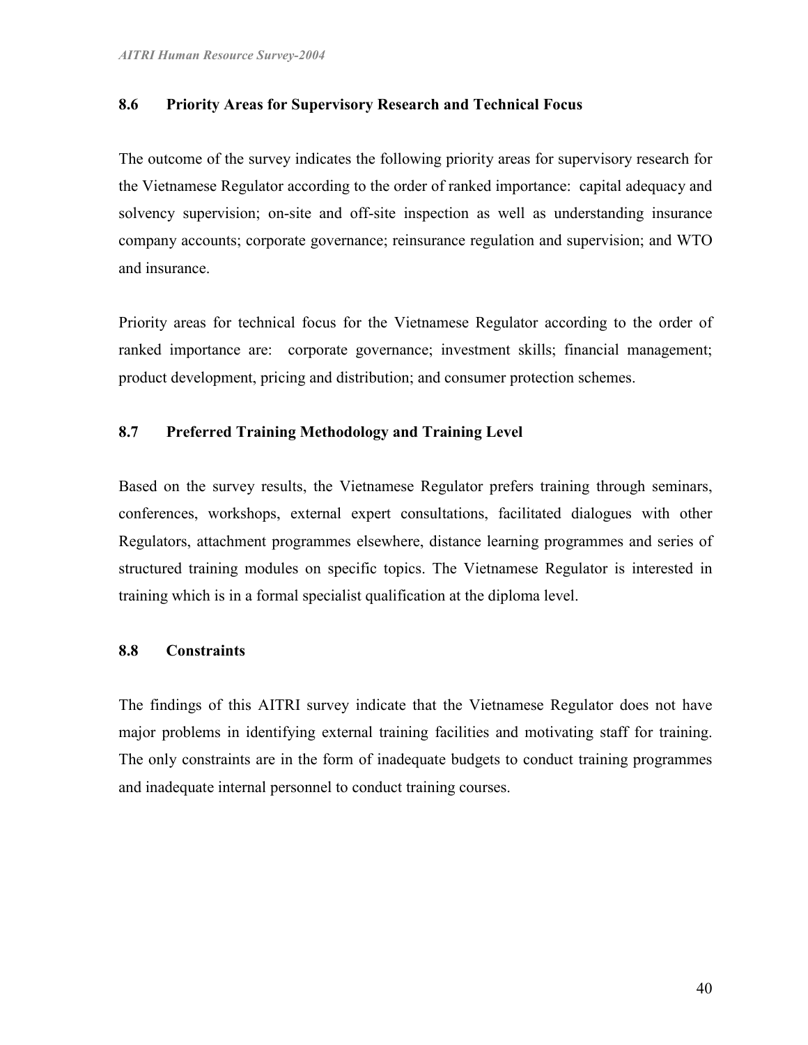## 8.6 Priority Areas for Supervisory Research and Technical Focus

The outcome of the survey indicates the following priority areas for supervisory research for the Vietnamese Regulator according to the order of ranked importance: capital adequacy and solvency supervision; on-site and off-site inspection as well as understanding insurance company accounts; corporate governance; reinsurance regulation and supervision; and WTO and insurance.

Priority areas for technical focus for the Vietnamese Regulator according to the order of ranked importance are: corporate governance; investment skills; financial management; product development, pricing and distribution; and consumer protection schemes.

## 8.7 Preferred Training Methodology and Training Level

Based on the survey results, the Vietnamese Regulator prefers training through seminars, conferences, workshops, external expert consultations, facilitated dialogues with other Regulators, attachment programmes elsewhere, distance learning programmes and series of structured training modules on specific topics. The Vietnamese Regulator is interested in training which is in a formal specialist qualification at the diploma level.

## 8.8 Constraints

The findings of this AITRI survey indicate that the Vietnamese Regulator does not have major problems in identifying external training facilities and motivating staff for training. The only constraints are in the form of inadequate budgets to conduct training programmes and inadequate internal personnel to conduct training courses.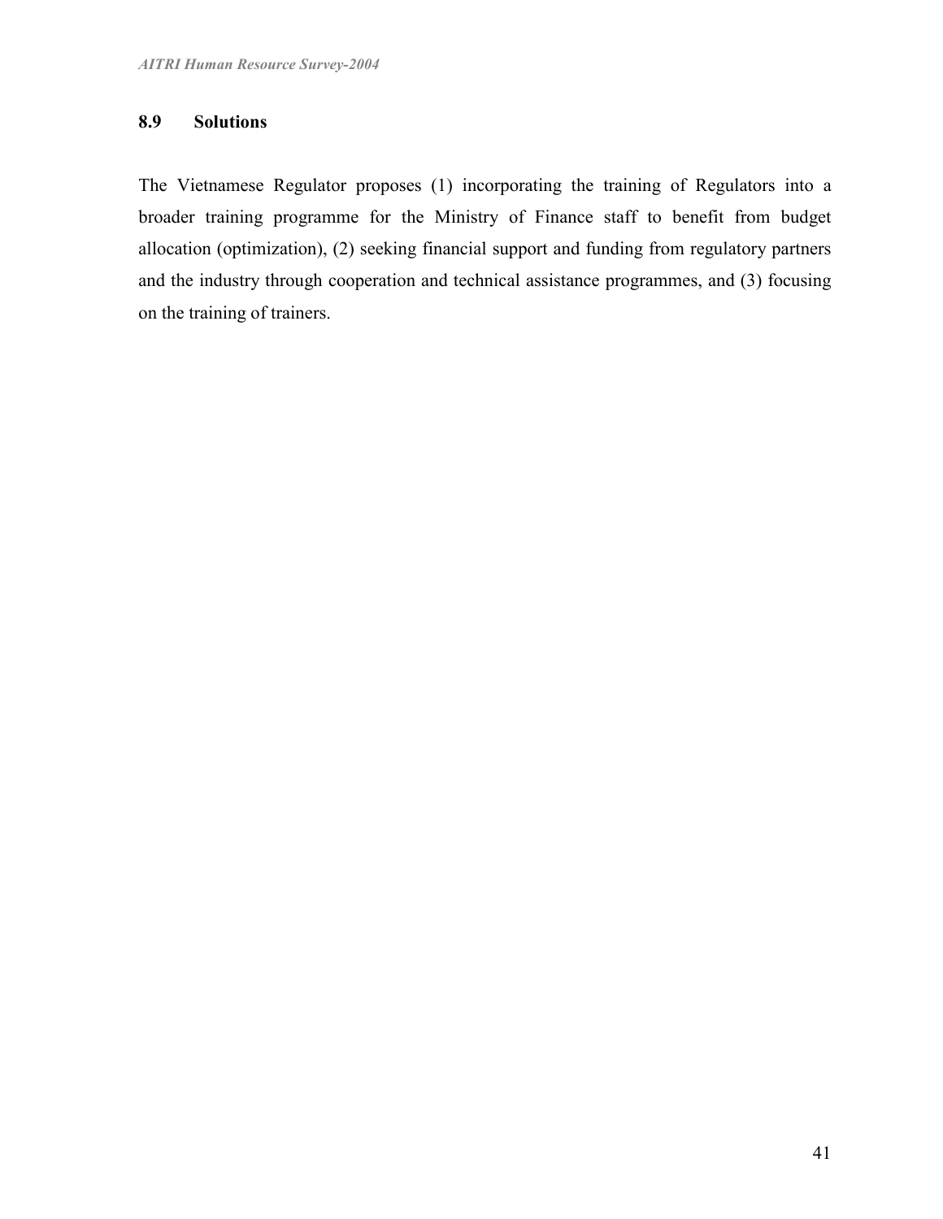### 8.9 Solutions

The Vietnamese Regulator proposes (1) incorporating the training of Regulators into a broader training programme for the Ministry of Finance staff to benefit from budget allocation (optimization), (2) seeking financial support and funding from regulatory partners and the industry through cooperation and technical assistance programmes, and (3) focusing on the training of trainers.